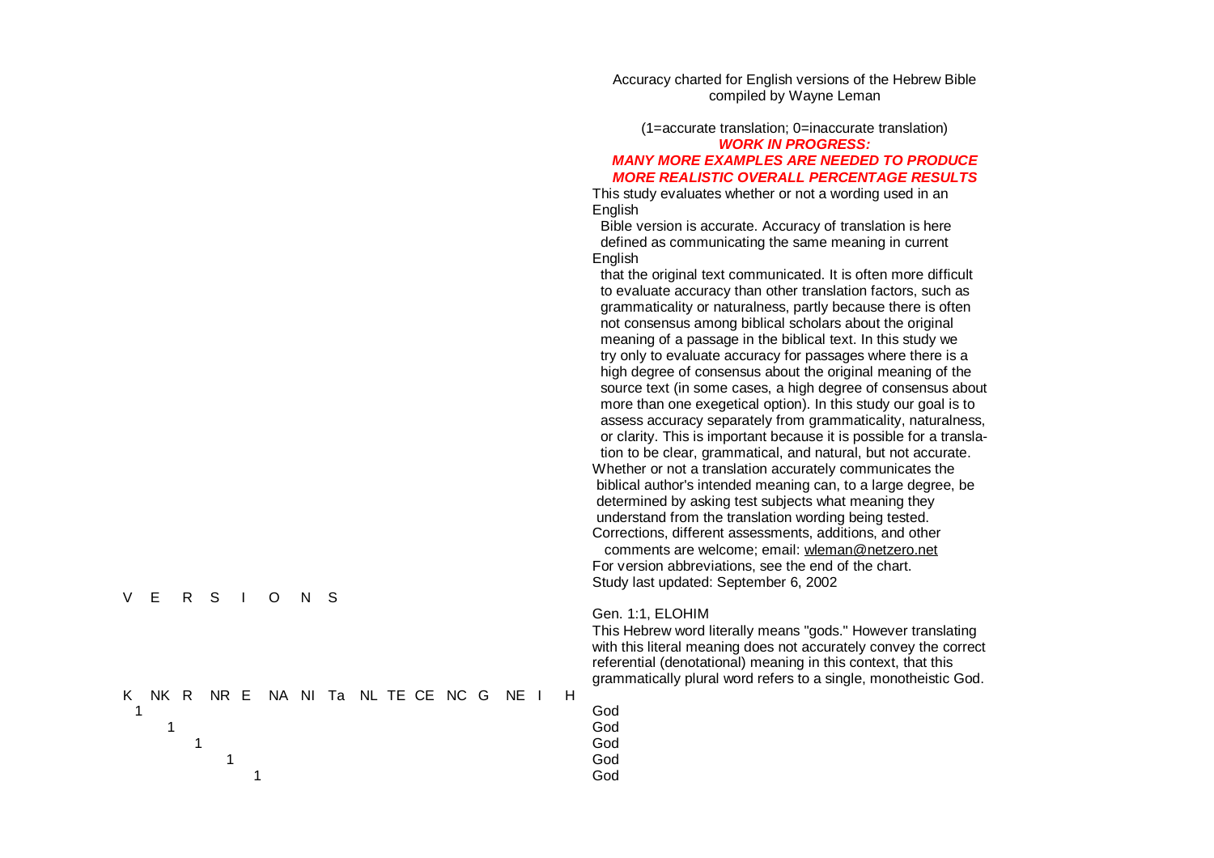Accuracy charted for English versions of the Hebrew Bible
compiled by Wayne Leman

(1=accurate translation; 0=inaccurate translation)

***WORK IN PROGRESS:***
***MANY MORE EXAMPLES ARE NEEDED TO PRODUCE MORE REALISTIC OVERALL PERCENTAGE RESULTS***

This study evaluates whether or not a wording used in an English Bible version is accurate. Accuracy of translation is here defined as communicating the same meaning in current English that the original text communicated. It is often more difficult to evaluate accuracy than other translation factors, such as grammaticality or naturalness, partly because there is often not consensus among biblical scholars about the original meaning of a passage in the biblical text. In this study we try only to evaluate accuracy for passages where there is a high degree of consensus about the original meaning of the source text (in some cases, a high degree of consensus about more than one exegetical option). In this study our goal is to assess accuracy separately from grammaticality, naturalness, or clarity. This is important because it is possible for a translation to be clear, grammatical, and natural, but not accurate.

Whether or not a translation accurately communicates the biblical author's intended meaning can, to a large degree, be determined by asking test subjects what meaning they understand from the translation wording being tested.

Corrections, different assessments, additions, and other comments are welcome; email: wleman@netzero.net

For version abbreviations, see the end of the chart.

Study last updated: September 6, 2002

V E R S I O N S

Gen. 1:1, ELOHIM

This Hebrew word literally means "gods." However translating with this literal meaning does not accurately convey the correct referential (denotational) meaning in this context, that this grammatically plural word refers to a single, monotheistic God.

| K | NK | R | NR | E | NA | NI | Ta | NL | TE | CE | NC | G | NE | I | H | |
|---|---|---|---|---|---|---|---|---|---|---|---|---|---|---|---|---|
| 1 | | | | | | | | | | | | | | | | God |
| | 1 | | | | | | | | | | | | | | | God |
| | | 1 | | | | | | | | | | | | | | God |
| | | | 1 | | | | | | | | | | | | | God |
| | | | | 1 | | | | | | | | | | | | God |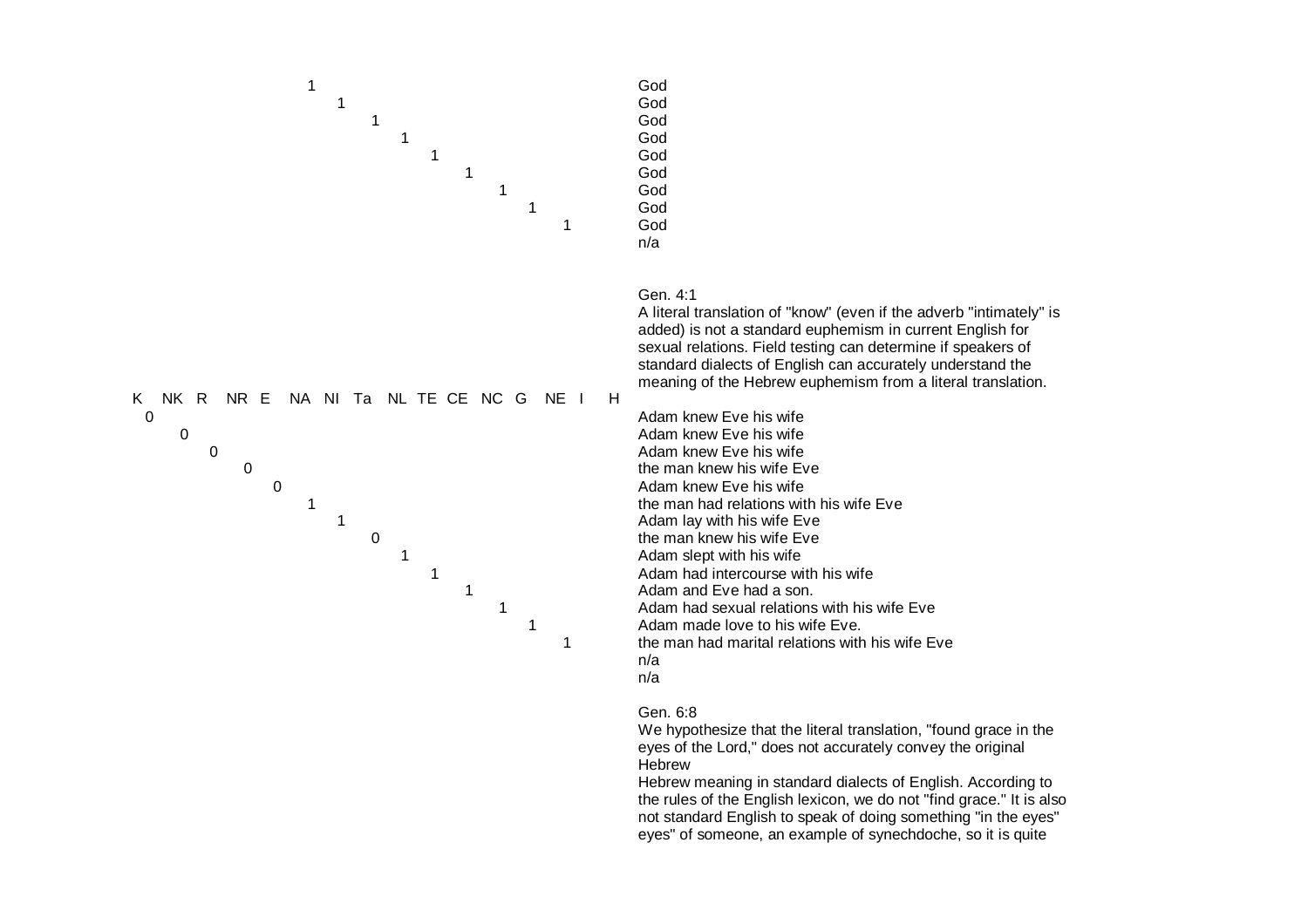| K | NK | R | NR | E | NA | NI | Ta | NL | TE | CE | NC | G | NE | I | H | |
|---|---|---|---|---|---|---|---|---|---|---|---|---|---|---|---|---|
| | | | | | 1 | | | | | | | | | | | God |
| | | | | | | 1 | | | | | | | | | | God |
| | | | | | | | 1 | | | | | | | | | God |
| | | | | | | | | 1 | | | | | | | | God |
| | | | | | | | | | 1 | | | | | | | God |
| | | | | | | | | | | 1 | | | | | | God |
| | | | | | | | | | | | 1 | | | | | God |
| | | | | | | | | | | | | 1 | | | | God |
| | | | | | | | | | | | | | 1 | | | God |
| | | | | | | | | | | | | | | | | n/a |

Gen. 4:1

A literal translation of "know" (even if the adverb "intimately" is added) is not a standard euphemism in current English for sexual relations. Field testing can determine if speakers of standard dialects of English can accurately understand the meaning of the Hebrew euphemism from a literal translation.

| K | NK | R | NR | E | NA | NI | Ta | NL | TE | CE | NC | G | NE | I | H | |
|---|---|---|---|---|---|---|---|---|---|---|---|---|---|---|---|---|
| 0 | | | | | | | | | | | | | | | | Adam knew Eve his wife |
| | 0 | | | | | | | | | | | | | | | Adam knew Eve his wife |
| | | 0 | | | | | | | | | | | | | | Adam knew Eve his wife |
| | | | 0 | | | | | | | | | | | | | the man knew his wife Eve |
| | | | | 0 | | | | | | | | | | | | Adam knew Eve his wife |
| | | | | | 1 | | | | | | | | | | | the man had relations with his wife Eve |
| | | | | | | 1 | | | | | | | | | | Adam lay with his wife Eve |
| | | | | | | | 0 | | | | | | | | | the man knew his wife Eve |
| | | | | | | | | 1 | | | | | | | | Adam slept with his wife |
| | | | | | | | | | 1 | | | | | | | Adam had intercourse with his wife |
| | | | | | | | | | | 1 | | | | | | Adam and Eve had a son. |
| | | | | | | | | | | | 1 | | | | | Adam had sexual relations with his wife Eve |
| | | | | | | | | | | | | 1 | | | | Adam made love to his wife Eve. |
| | | | | | | | | | | | | | 1 | | | the man had marital relations with his wife Eve |
| | | | | | | | | | | | | | | | | n/a |
| | | | | | | | | | | | | | | | | n/a |

Gen. 6:8

We hypothesize that the literal translation, "found grace in the eyes of the Lord," does not accurately convey the original Hebrew

Hebrew meaning in standard dialects of English. According to the rules of the English lexicon, we do not "find grace." It is also not standard English to speak of doing something "in the eyes" eyes" of someone, an example of synechdoche, so it is quite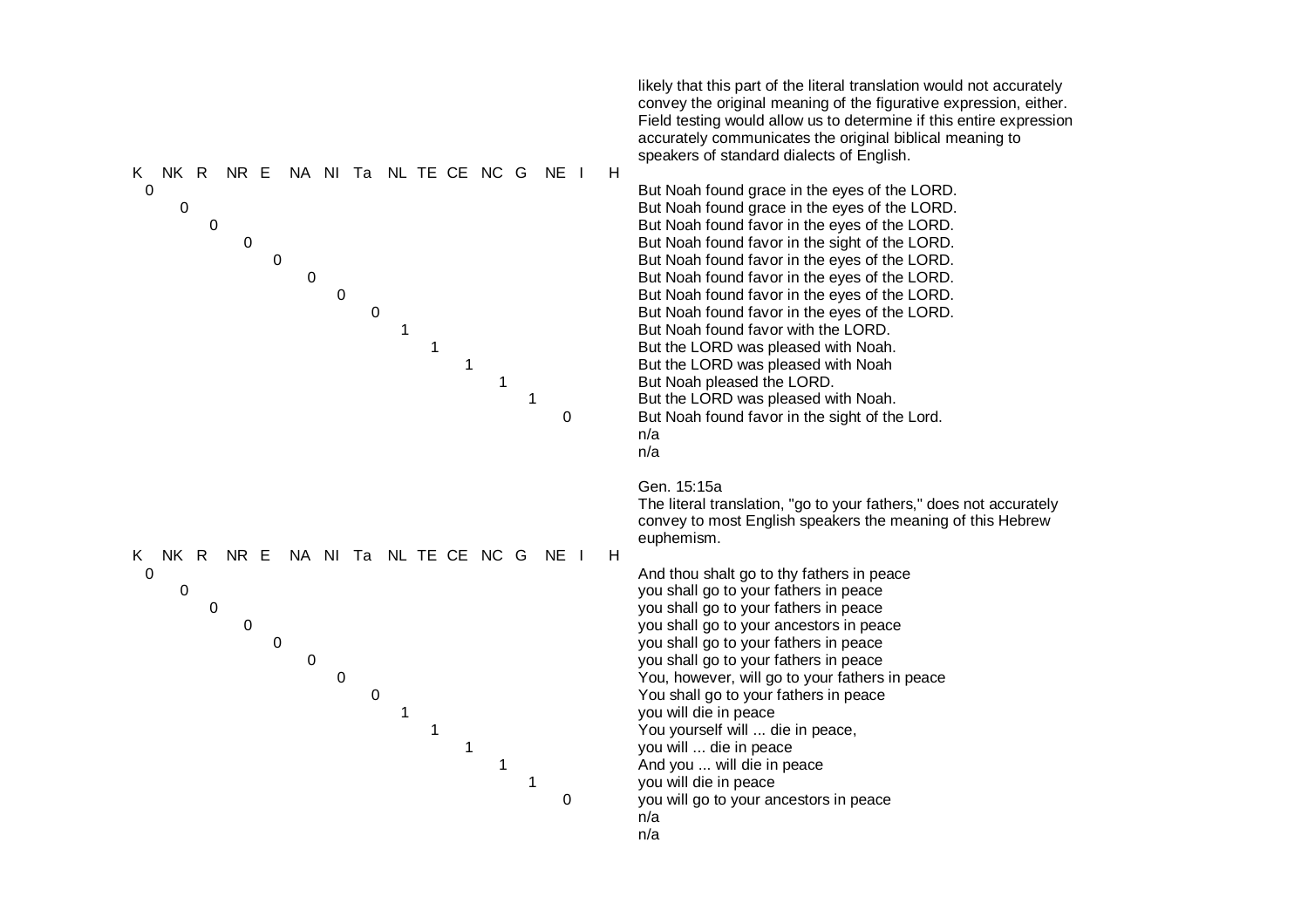likely that this part of the literal translation would not accurately convey the original meaning of the figurative expression, either. Field testing would allow us to determine if this entire expression accurately communicates the original biblical meaning to speakers of standard dialects of English.

| K | NK | R | NR | E | NA | NI | Ta | NL | TE | CE | NC | G | NE | I | H | |
|---|---|---|---|---|---|---|---|---|---|---|---|---|---|---|---|---|
| 0 | | | | | | | | | | | | | | | | But Noah found grace in the eyes of the LORD. |
| | 0 | | | | | | | | | | | | | | | But Noah found grace in the eyes of the LORD. |
| | | 0 | | | | | | | | | | | | | | But Noah found favor in the eyes of the LORD. |
| | | | 0 | | | | | | | | | | | | | But Noah found favor in the sight of the LORD. |
| | | | | 0 | | | | | | | | | | | | But Noah found favor in the eyes of the LORD. |
| | | | | | 0 | | | | | | | | | | | But Noah found favor in the eyes of the LORD. |
| | | | | | | 0 | | | | | | | | | | But Noah found favor in the eyes of the LORD. |
| | | | | | | | 0 | | | | | | | | | But Noah found favor in the eyes of the LORD. |
| | | | | | | | | 1 | | | | | | | | But Noah found favor with the LORD. |
| | | | | | | | | | 1 | | | | | | | But the LORD was pleased with Noah. |
| | | | | | | | | | | 1 | | | | | | But the LORD was pleased with Noah |
| | | | | | | | | | | | 1 | | | | | But Noah pleased the LORD. |
| | | | | | | | | | | | | 1 | | | | But the LORD was pleased with Noah. |
| | | | | | | | | | | | | | 0 | | | But Noah found favor in the sight of the Lord. |
| | | | | | | | | | | | | | | | | n/a |
| | | | | | | | | | | | | | | | | n/a |

Gen. 15:15a

The literal translation, "go to your fathers," does not accurately convey to most English speakers the meaning of this Hebrew euphemism.

| K | NK | R | NR | E | NA | NI | Ta | NL | TE | CE | NC | G | NE | I | H | |
|---|---|---|---|---|---|---|---|---|---|---|---|---|---|---|---|---|
| 0 | | | | | | | | | | | | | | | | And thou shalt go to thy fathers in peace |
| | 0 | | | | | | | | | | | | | | | you shall go to your fathers in peace |
| | | 0 | | | | | | | | | | | | | | you shall go to your fathers in peace |
| | | | 0 | | | | | | | | | | | | | you shall go to your ancestors in peace |
| | | | | 0 | | | | | | | | | | | | you shall go to your fathers in peace |
| | | | | | 0 | | | | | | | | | | | you shall go to your fathers in peace |
| | | | | | | 0 | | | | | | | | | | You, however, will go to your fathers in peace |
| | | | | | | | 0 | | | | | | | | | You shall go to your fathers in peace |
| | | | | | | | | 1 | | | | | | | | you will die in peace |
| | | | | | | | | | 1 | | | | | | | You yourself will ... die in peace, |
| | | | | | | | | | | 1 | | | | | | you will ... die in peace |
| | | | | | | | | | | | 1 | | | | | And you ... will die in peace |
| | | | | | | | | | | | | 1 | | | | you will die in peace |
| | | | | | | | | | | | | | 0 | | | you will go to your ancestors in peace |
| | | | | | | | | | | | | | | | | n/a |
| | | | | | | | | | | | | | | | | n/a |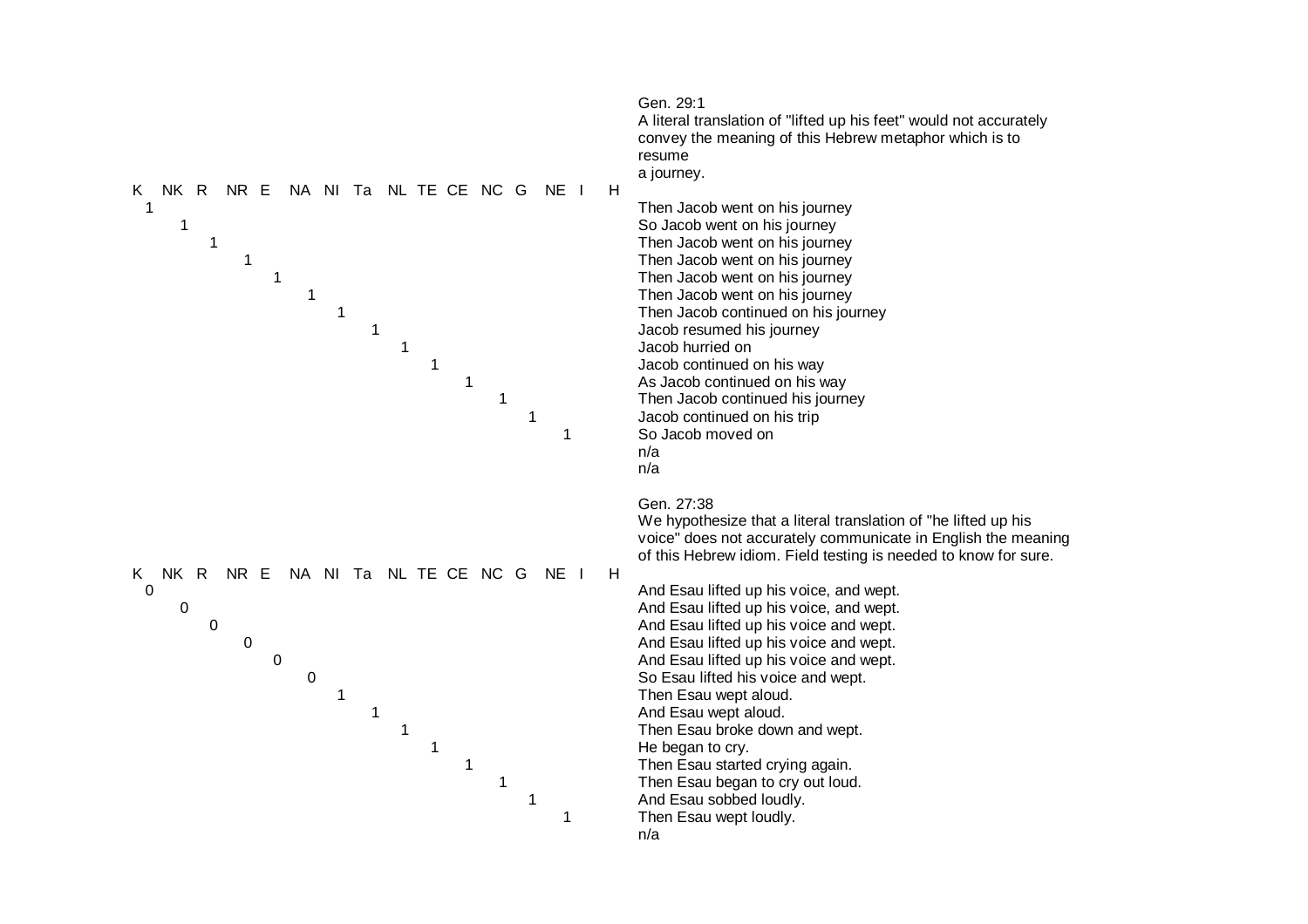Gen. 29:1

A literal translation of "lifted up his feet" would not accurately convey the meaning of this Hebrew metaphor which is to resume a journey.

| Version | Score | Translation |
|---|---|---|
| K | 1 | Then Jacob went on his journey |
| NK | 1 | So Jacob went on his journey |
| R | 1 | Then Jacob went on his journey |
| NR | 1 | Then Jacob went on his journey |
| E | 1 | Then Jacob went on his journey |
| NA | 1 | Then Jacob went on his journey |
| NI | 1 | Then Jacob continued on his journey |
| Ta | 1 | Jacob resumed his journey |
| NL | 1 | Jacob hurried on |
| TE | 1 | Jacob continued on his way |
| CE | 1 | As Jacob continued on his way |
| NC | 1 | Then Jacob continued his journey |
| G | 1 | Jacob continued on his trip |
| NE | 1 | So Jacob moved on |
| I | | n/a |
| H | | n/a |

Gen. 27:38

We hypothesize that a literal translation of "he lifted up his voice" does not accurately communicate in English the meaning of this Hebrew idiom. Field testing is needed to know for sure.

| Version | Score | Translation |
|---|---|---|
| K | 0 | And Esau lifted up his voice, and wept. |
| NK | 0 | And Esau lifted up his voice, and wept. |
| R | 0 | And Esau lifted up his voice and wept. |
| NR | 0 | And Esau lifted up his voice and wept. |
| E | 0 | And Esau lifted up his voice and wept. |
| NA | 0 | So Esau lifted his voice and wept. |
| NI | 1 | Then Esau wept aloud. |
| Ta | 1 | And Esau wept aloud. |
| NL | 1 | Then Esau broke down and wept. |
| TE | 1 | He began to cry. |
| CE | 1 | Then Esau started crying again. |
| NC | 1 | Then Esau began to cry out loud. |
| G | 1 | And Esau sobbed loudly. |
| NE | 1 | Then Esau wept loudly. |
| I | | n/a |
| H | | |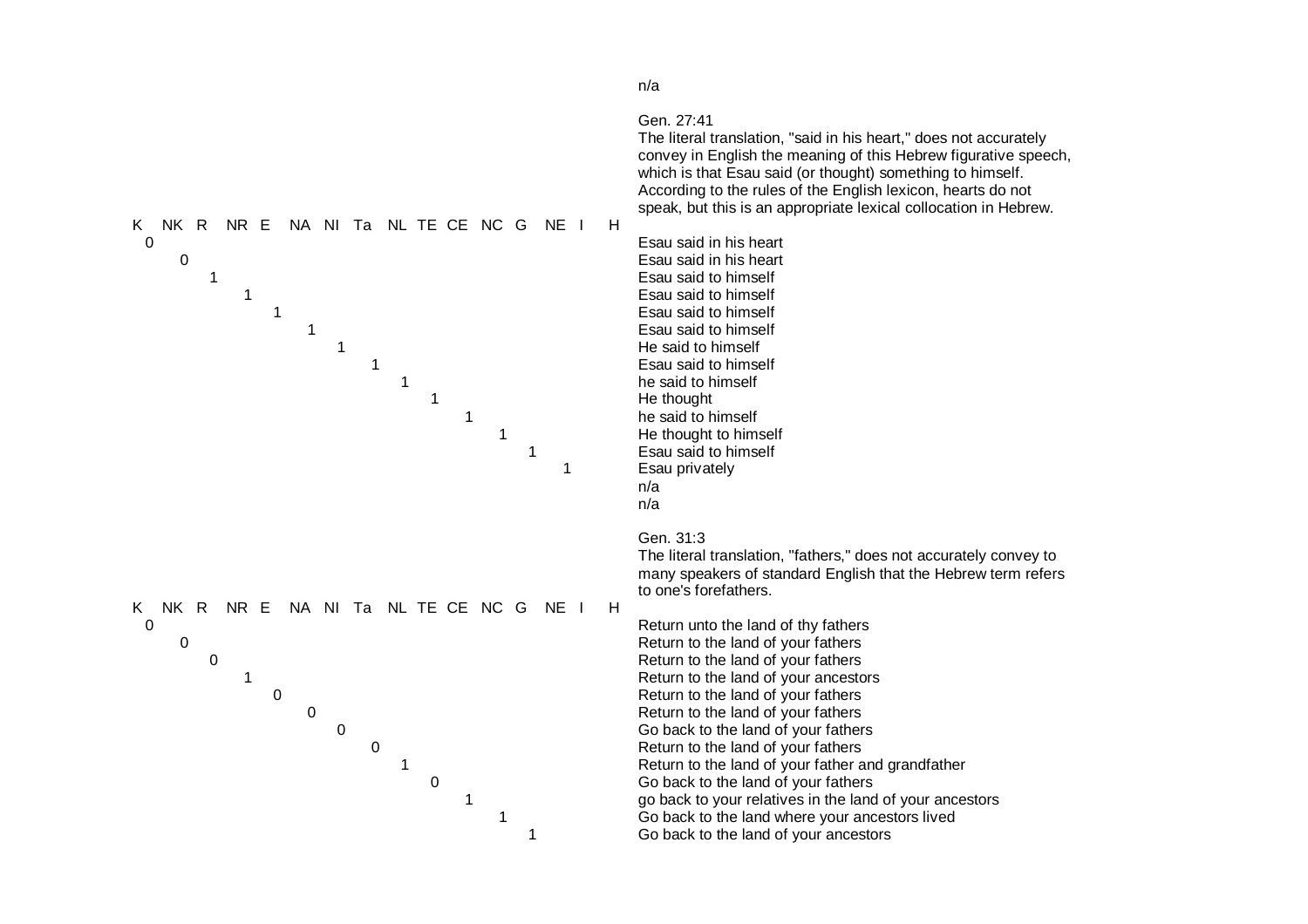n/a

Gen. 27:41

The literal translation, "said in his heart," does not accurately convey in English the meaning of this Hebrew figurative speech, which is that Esau said (or thought) something to himself. According to the rules of the English lexicon, hearts do not speak, but this is an appropriate lexical collocation in Hebrew.

| Version | Score | Translation |
|---|---|---|
| K | 0 | Esau said in his heart |
| NK | 0 | Esau said in his heart |
| R | 1 | Esau said to himself |
| NR | 1 | Esau said to himself |
| E | 1 | Esau said to himself |
| NA | 1 | Esau said to himself |
| NI | 1 | He said to himself |
| Ta | 1 | Esau said to himself |
| NL | 1 | he said to himself |
| TE | 1 | He thought |
| CE | 1 | he said to himself |
| NC | 1 | He thought to himself |
| G | 1 | Esau said to himself |
| NE | 1 | Esau privately |
| I | | n/a |
| H | | n/a |

Gen. 31:3

The literal translation, "fathers," does not accurately convey to many speakers of standard English that the Hebrew term refers to one's forefathers.

| Version | Score | Translation |
|---|---|---|
| K | 0 | Return unto the land of thy fathers |
| NK | 0 | Return to the land of your fathers |
| R | 0 | Return to the land of your fathers |
| NR | 1 | Return to the land of your ancestors |
| E | 0 | Return to the land of your fathers |
| NA | 0 | Return to the land of your fathers |
| NI | 0 | Go back to the land of your fathers |
| Ta | 0 | Return to the land of your fathers |
| NL | 1 | Return to the land of your father and grandfather |
| TE | 0 | Go back to the land of your fathers |
| CE | 1 | go back to your relatives in the land of your ancestors |
| NC | 1 | Go back to the land where your ancestors lived |
| G | 1 | Go back to the land of your ancestors |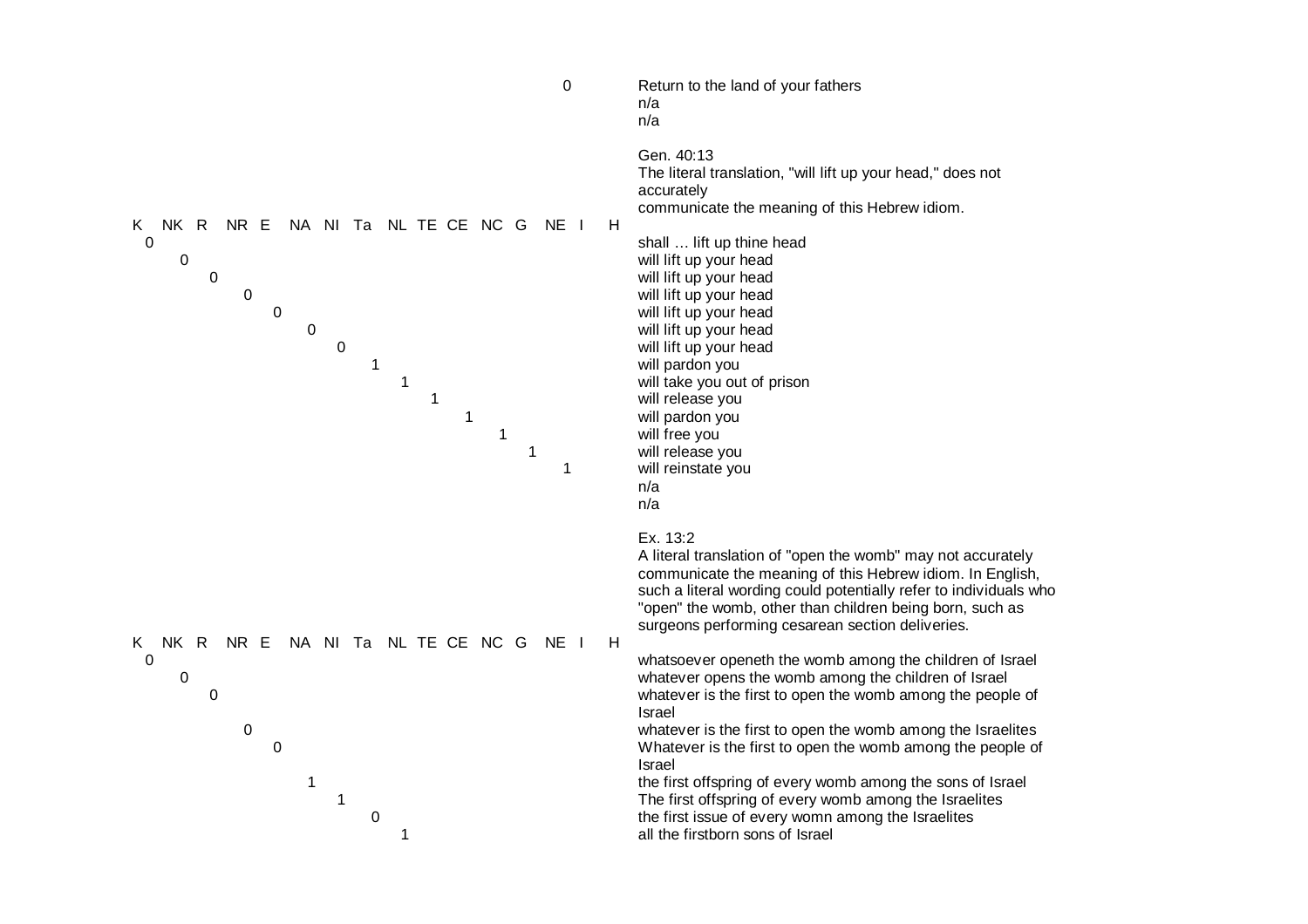| K | NK | R | NR | E | NA | NI | Ta | NL | TE | CE | NC | G | NE | I | H | Text |
|---|---|---|---|---|---|---|---|---|---|---|---|---|---|---|---|---|
| | | | | | | | | | | | | | 0 | | | Return to the land of your fathers |
| | | | | | | | | | | | | | | | | n/a |
| | | | | | | | | | | | | | | | | n/a |

Gen. 40:13
The literal translation, "will lift up your head," does not accurately
communicate the meaning of this Hebrew idiom.

| K | NK | R | NR | E | NA | NI | Ta | NL | TE | CE | NC | G | NE | I | H | Text |
|---|---|---|---|---|---|---|---|---|---|---|---|---|---|---|---|---|
| 0 | | | | | | | | | | | | | | | | shall … lift up thine head |
| | 0 | | | | | | | | | | | | | | | will lift up your head |
| | | 0 | | | | | | | | | | | | | | will lift up your head |
| | | | 0 | | | | | | | | | | | | | will lift up your head |
| | | | | 0 | | | | | | | | | | | | will lift up your head |
| | | | | | 0 | | | | | | | | | | | will lift up your head |
| | | | | | | 0 | | | | | | | | | | will lift up your head |
| | | | | | | | 1 | | | | | | | | | will pardon you |
| | | | | | | | | 1 | | | | | | | | will take you out of prison |
| | | | | | | | | | 1 | | | | | | | will release you |
| | | | | | | | | | | 1 | | | | | | will pardon you |
| | | | | | | | | | | | 1 | | | | | will free you |
| | | | | | | | | | | | | 1 | | | | will release you |
| | | | | | | | | | | | | | 1 | | | will reinstate you |
| | | | | | | | | | | | | | | | | n/a |
| | | | | | | | | | | | | | | | | n/a |

Ex. 13:2
A literal translation of "open the womb" may not accurately communicate the meaning of this Hebrew idiom. In English, such a literal wording could potentially refer to individuals who "open" the womb, other than children being born, such as surgeons performing cesarean section deliveries.

| K | NK | R | NR | E | NA | NI | Ta | NL | TE | CE | NC | G | NE | I | H | Text |
|---|---|---|---|---|---|---|---|---|---|---|---|---|---|---|---|---|
| 0 | | | | | | | | | | | | | | | | whatsoever openeth the womb among the children of Israel |
| | 0 | | | | | | | | | | | | | | | whatever opens the womb among the children of Israel |
| | | 0 | | | | | | | | | | | | | | whatever is the first to open the womb among the people of Israel |
| | | | 0 | | | | | | | | | | | | | whatever is the first to open the womb among the Israelites |
| | | | | 0 | | | | | | | | | | | | Whatever is the first to open the womb among the people of Israel |
| | | | | | 1 | | | | | | | | | | | the first offspring of every womb among the sons of Israel |
| | | | | | | 1 | | | | | | | | | | The first offspring of every womb among the Israelites |
| | | | | | | | 0 | | | | | | | | | the first issue of every womn among the Israelites |
| | | | | | | | | 1 | | | | | | | | all the firstborn sons of Israel |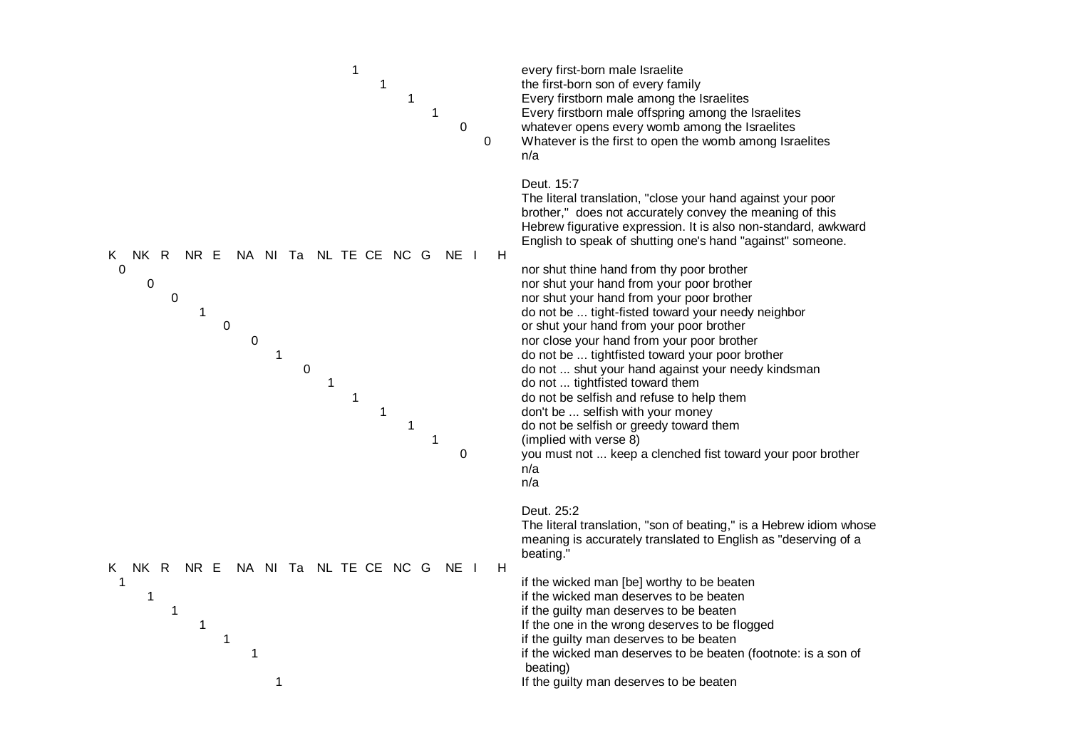| K | NK | R | NR | E | NA | NI | Ta | NL | TE | CE | NC | G | NE | I | H | |
|---|---|---|---|---|---|---|---|---|---|---|---|---|---|---|---|---|
| | | | | | | | | | 1 | | | | | | | every first-born male Israelite |
| | | | | | | | | | | 1 | | | | | | the first-born son of every family |
| | | | | | | | | | | | 1 | | | | | Every firstborn male among the Israelites |
| | | | | | | | | | | | | 1 | | | | Every firstborn male offspring among the Israelites |
| | | | | | | | | | | | | | 0 | | | whatever opens every womb among the Israelites |
| | | | | | | | | | | | | | | 0 | | Whatever is the first to open the womb among Israelites |
| | | | | | | | | | | | | | | | | n/a |

Deut. 15:7

The literal translation, "close your hand against your poor brother," does not accurately convey the meaning of this Hebrew figurative expression. It is also non-standard, awkward English to speak of shutting one's hand "against" someone.

| K | NK | R | NR | E | NA | NI | Ta | NL | TE | CE | NC | G | NE | I | H | |
|---|---|---|---|---|---|---|---|---|---|---|---|---|---|---|---|---|
| 0 | | | | | | | | | | | | | | | | nor shut thine hand from thy poor brother |
| | 0 | | | | | | | | | | | | | | | nor shut your hand from your poor brother |
| | | 0 | | | | | | | | | | | | | | nor shut your hand from your poor brother |
| | | | 1 | | | | | | | | | | | | | do not be ... tight-fisted toward your needy neighbor |
| | | | | 0 | | | | | | | | | | | | or shut your hand from your poor brother |
| | | | | | 0 | | | | | | | | | | | nor close your hand from your poor brother |
| | | | | | | 1 | | | | | | | | | | do not be ... tightfisted toward your poor brother |
| | | | | | | | 0 | | | | | | | | | do not ... shut your hand against your needy kindsman |
| | | | | | | | | 1 | | | | | | | | do not ... tightfisted toward them |
| | | | | | | | | | 1 | | | | | | | do not be selfish and refuse to help them |
| | | | | | | | | | | 1 | | | | | | don't be ... selfish with your money |
| | | | | | | | | | | | 1 | | | | | do not be selfish or greedy toward them |
| | | | | | | | | | | | | 1 | | | | (implied with verse 8) |
| | | | | | | | | | | | | | 0 | | | you must not ... keep a clenched fist toward your poor brother |
| | | | | | | | | | | | | | | | | n/a |
| | | | | | | | | | | | | | | | | n/a |

Deut. 25:2

The literal translation, "son of beating," is a Hebrew idiom whose meaning is accurately translated to English as "deserving of a beating."

| K | NK | R | NR | E | NA | NI | Ta | NL | TE | CE | NC | G | NE | I | H | |
|---|---|---|---|---|---|---|---|---|---|---|---|---|---|---|---|---|
| 1 | | | | | | | | | | | | | | | | if the wicked man [be] worthy to be beaten |
| | 1 | | | | | | | | | | | | | | | if the wicked man deserves to be beaten |
| | | 1 | | | | | | | | | | | | | | if the guilty man deserves to be beaten |
| | | | 1 | | | | | | | | | | | | | If the one in the wrong deserves to be flogged |
| | | | | 1 | | | | | | | | | | | | if the guilty man deserves to be beaten |
| | | | | | 1 | | | | | | | | | | | if the wicked man deserves to be beaten (footnote: is a son of beating) |
| | | | | | | 1 | | | | | | | | | | If the guilty man deserves to be beaten |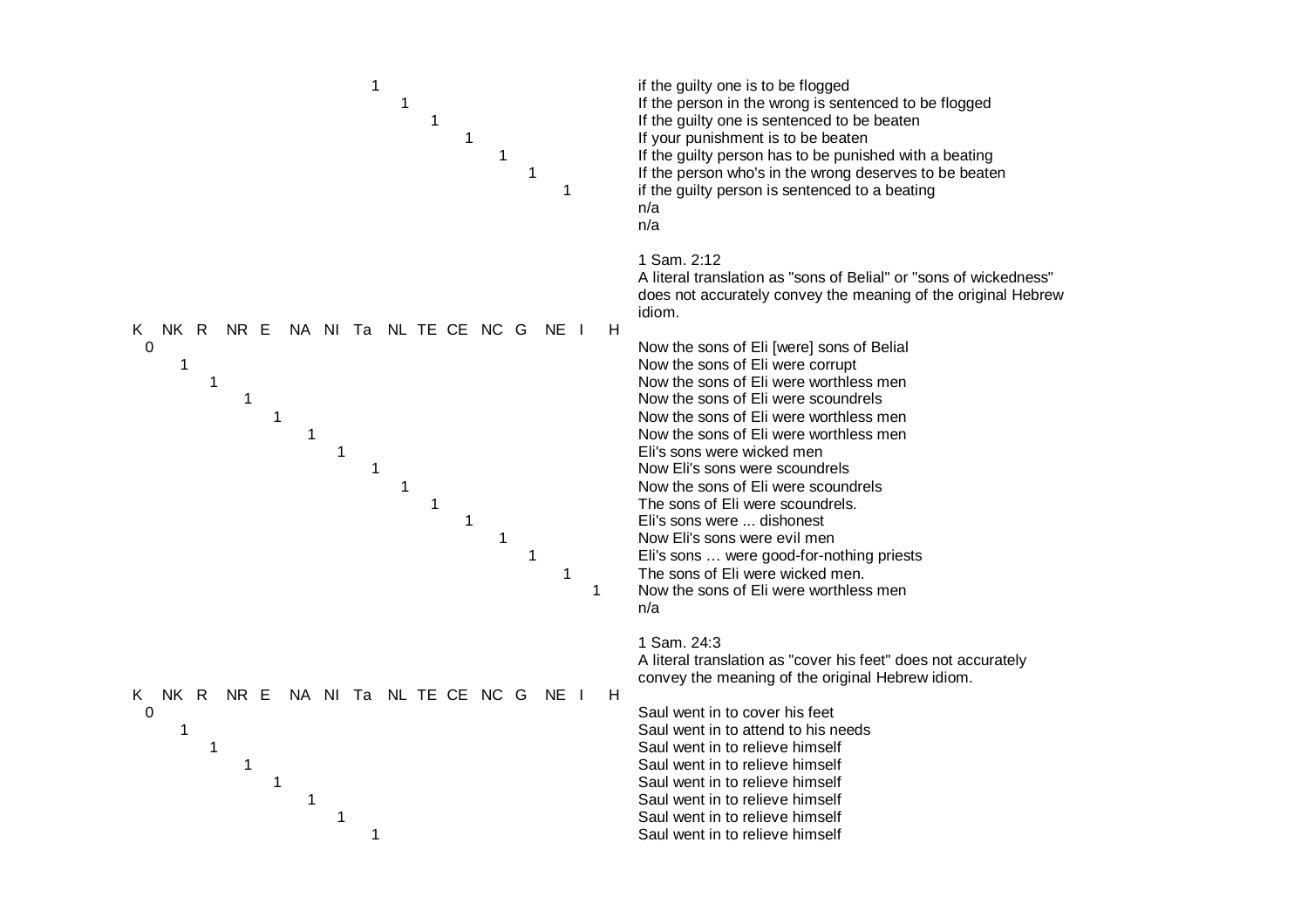| K | NK | R | NR | E | NA | NI | Ta | NL | TE | CE | NC | G | NE | I | H | Translation |
|---|---|---|---|---|---|---|---|---|---|---|---|---|---|---|---|---|
| | | | | | | | 1 | | | | | | | | | if the guilty one is to be flogged |
| | | | | | | | | 1 | | | | | | | | If the person in the wrong is sentenced to be flogged |
| | | | | | | | | | 1 | | | | | | | If the guilty one is sentenced to be beaten |
| | | | | | | | | | | 1 | | | | | | If your punishment is to be beaten |
| | | | | | | | | | | | 1 | | | | | If the guilty person has to be punished with a beating |
| | | | | | | | | | | | | 1 | | | | If the person who's in the wrong deserves to be beaten |
| | | | | | | | | | | | | | 1 | | | if the guilty person is sentenced to a beating |
| | | | | | | | | | | | | | | | | n/a |
| | | | | | | | | | | | | | | | | n/a |

1 Sam. 2:12

A literal translation as "sons of Belial" or "sons of wickedness" does not accurately convey the meaning of the original Hebrew idiom.

| K | NK | R | NR | E | NA | NI | Ta | NL | TE | CE | NC | G | NE | I | H | Translation |
|---|---|---|---|---|---|---|---|---|---|---|---|---|---|---|---|---|
| 0 | | | | | | | | | | | | | | | | Now the sons of Eli [were] sons of Belial |
| | 1 | | | | | | | | | | | | | | | Now the sons of Eli were corrupt |
| | | 1 | | | | | | | | | | | | | | Now the sons of Eli were worthless men |
| | | | 1 | | | | | | | | | | | | | Now the sons of Eli were scoundrels |
| | | | | 1 | | | | | | | | | | | | Now the sons of Eli were worthless men |
| | | | | | 1 | | | | | | | | | | | Now the sons of Eli were worthless men |
| | | | | | | 1 | | | | | | | | | | Eli's sons were wicked men |
| | | | | | | | 1 | | | | | | | | | Now Eli's sons were scoundrels |
| | | | | | | | | 1 | | | | | | | | Now the sons of Eli were scoundrels |
| | | | | | | | | | 1 | | | | | | | The sons of Eli were scoundrels. |
| | | | | | | | | | | 1 | | | | | | Eli's sons were ... dishonest |
| | | | | | | | | | | | 1 | | | | | Now Eli's sons were evil men |
| | | | | | | | | | | | | 1 | | | | Eli's sons … were good-for-nothing priests |
| | | | | | | | | | | | | | 1 | | | The sons of Eli were wicked men. |
| | | | | | | | | | | | | | | 1 | | Now the sons of Eli were worthless men |
| | | | | | | | | | | | | | | | | n/a |

1 Sam. 24:3

A literal translation as "cover his feet" does not accurately convey the meaning of the original Hebrew idiom.

| K | NK | R | NR | E | NA | NI | Ta | NL | TE | CE | NC | G | NE | I | H | Translation |
|---|---|---|---|---|---|---|---|---|---|---|---|---|---|---|---|---|
| 0 | | | | | | | | | | | | | | | | Saul went in to cover his feet |
| | 1 | | | | | | | | | | | | | | | Saul went in to attend to his needs |
| | | 1 | | | | | | | | | | | | | | Saul went in to relieve himself |
| | | | 1 | | | | | | | | | | | | | Saul went in to relieve himself |
| | | | | 1 | | | | | | | | | | | | Saul went in to relieve himself |
| | | | | | 1 | | | | | | | | | | | Saul went in to relieve himself |
| | | | | | | 1 | | | | | | | | | | Saul went in to relieve himself |
| | | | | | | | 1 | | | | | | | | | Saul went in to relieve himself |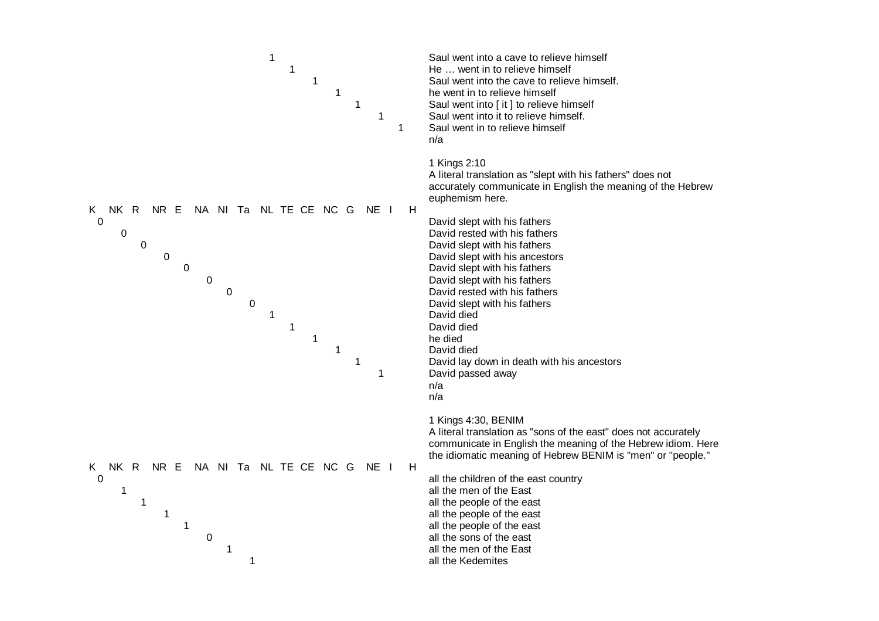| Version | Score | Translation |
|---|---|---|
| NL | 1 | Saul went into a cave to relieve himself |
| TE | 1 | He … went in to relieve himself |
| CE | 1 | Saul went into the cave to relieve himself. |
| NC | 1 | he went in to relieve himself |
| G | 1 | Saul went into [ it ] to relieve himself |
| NE | 1 | Saul went into it to relieve himself. |
| I | 1 | Saul went in to relieve himself |
| H | | n/a |

1 Kings 2:10

A literal translation as "slept with his fathers" does not accurately communicate in English the meaning of the Hebrew euphemism here.

| Version | Score | Translation |
|---|---|---|
| K | 0 | David slept with his fathers |
| NK | 0 | David rested with his fathers |
| R | 0 | David slept with his fathers |
| NR | 0 | David slept with his ancestors |
| E | 0 | David slept with his fathers |
| NA | 0 | David slept with his fathers |
| NI | 0 | David rested with his fathers |
| Ta | 0 | David slept with his fathers |
| NL | 1 | David died |
| TE | 1 | David died |
| CE | 1 | he died |
| NC | 1 | David died |
| G | 1 | David lay down in death with his ancestors |
| NE | 1 | David passed away |
| I | | n/a |
| H | | n/a |

1 Kings 4:30, BENIM

A literal translation as "sons of the east" does not accurately communicate in English the meaning of the Hebrew idiom. Here the idiomatic meaning of Hebrew BENIM is "men" or "people."

| Version | Score | Translation |
|---|---|---|
| K | 0 | all the children of the east country |
| NK | 1 | all the men of the East |
| R | 1 | all the people of the east |
| NR | 1 | all the people of the east |
| E | 1 | all the people of the east |
| NA | 0 | all the sons of the east |
| NI | 1 | all the men of the East |
| Ta | 1 | all the Kedemites |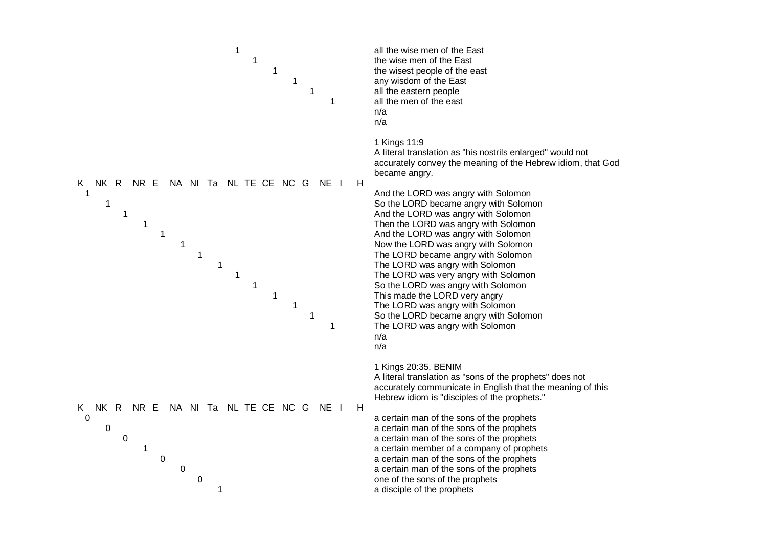| K | NK | R | NR | E | NA | NI | Ta | NL | TE | CE | NC | G | NE | I | H | |
|---|---|---|---|---|---|---|---|---|---|---|---|---|---|---|---|---|
| | | | | | | | | 1 | | | | | | | | all the wise men of the East |
| | | | | | | | | | 1 | | | | | | | the wise men of the East |
| | | | | | | | | | | 1 | | | | | | the wisest people of the east |
| | | | | | | | | | | | 1 | | | | | any wisdom of the East |
| | | | | | | | | | | | | 1 | | | | all the eastern people |
| | | | | | | | | | | | | | 1 | | | all the men of the east |
| | | | | | | | | | | | | | | | | n/a |
| | | | | | | | | | | | | | | | | n/a |

1 Kings 11:9
A literal translation as "his nostrils enlarged" would not accurately convey the meaning of the Hebrew idiom, that God became angry.

| K | NK | R | NR | E | NA | NI | Ta | NL | TE | CE | NC | G | NE | I | H | |
|---|---|---|---|---|---|---|---|---|---|---|---|---|---|---|---|---|
| 1 | | | | | | | | | | | | | | | | And the LORD was angry with Solomon |
| | 1 | | | | | | | | | | | | | | | So the LORD became angry with Solomon |
| | | 1 | | | | | | | | | | | | | | And the LORD was angry with Solomon |
| | | | 1 | | | | | | | | | | | | | Then the LORD was angry with Solomon |
| | | | | 1 | | | | | | | | | | | | And the LORD was angry with Solomon |
| | | | | | 1 | | | | | | | | | | | Now the LORD was angry with Solomon |
| | | | | | | 1 | | | | | | | | | | The LORD became angry with Solomon |
| | | | | | | | 1 | | | | | | | | | The LORD was angry with Solomon |
| | | | | | | | | 1 | | | | | | | | The LORD was very angry with Solomon |
| | | | | | | | | | 1 | | | | | | | So the LORD was angry with Solomon |
| | | | | | | | | | | 1 | | | | | | This made the LORD very angry |
| | | | | | | | | | | | 1 | | | | | The LORD was angry with Solomon |
| | | | | | | | | | | | | 1 | | | | So the LORD became angry with Solomon |
| | | | | | | | | | | | | | 1 | | | The LORD was angry with Solomon |
| | | | | | | | | | | | | | | | | n/a |
| | | | | | | | | | | | | | | | | n/a |

1 Kings 20:35, BENIM
A literal translation as "sons of the prophets" does not accurately communicate in English that the meaning of this Hebrew idiom is "disciples of the prophets."

| K | NK | R | NR | E | NA | NI | Ta | NL | TE | CE | NC | G | NE | I | H | |
|---|---|---|---|---|---|---|---|---|---|---|---|---|---|---|---|---|
| 0 | | | | | | | | | | | | | | | | a certain man of the sons of the prophets |
| | 0 | | | | | | | | | | | | | | | a certain man of the sons of the prophets |
| | | 0 | | | | | | | | | | | | | | a certain man of the sons of the prophets |
| | | | 1 | | | | | | | | | | | | | a certain member of a company of prophets |
| | | | | 0 | | | | | | | | | | | | a certain man of the sons of the prophets |
| | | | | | 0 | | | | | | | | | | | a certain man of the sons of the prophets |
| | | | | | | 0 | | | | | | | | | | one of the sons of the prophets |
| | | | | | | | 1 | | | | | | | | | a disciple of the prophets |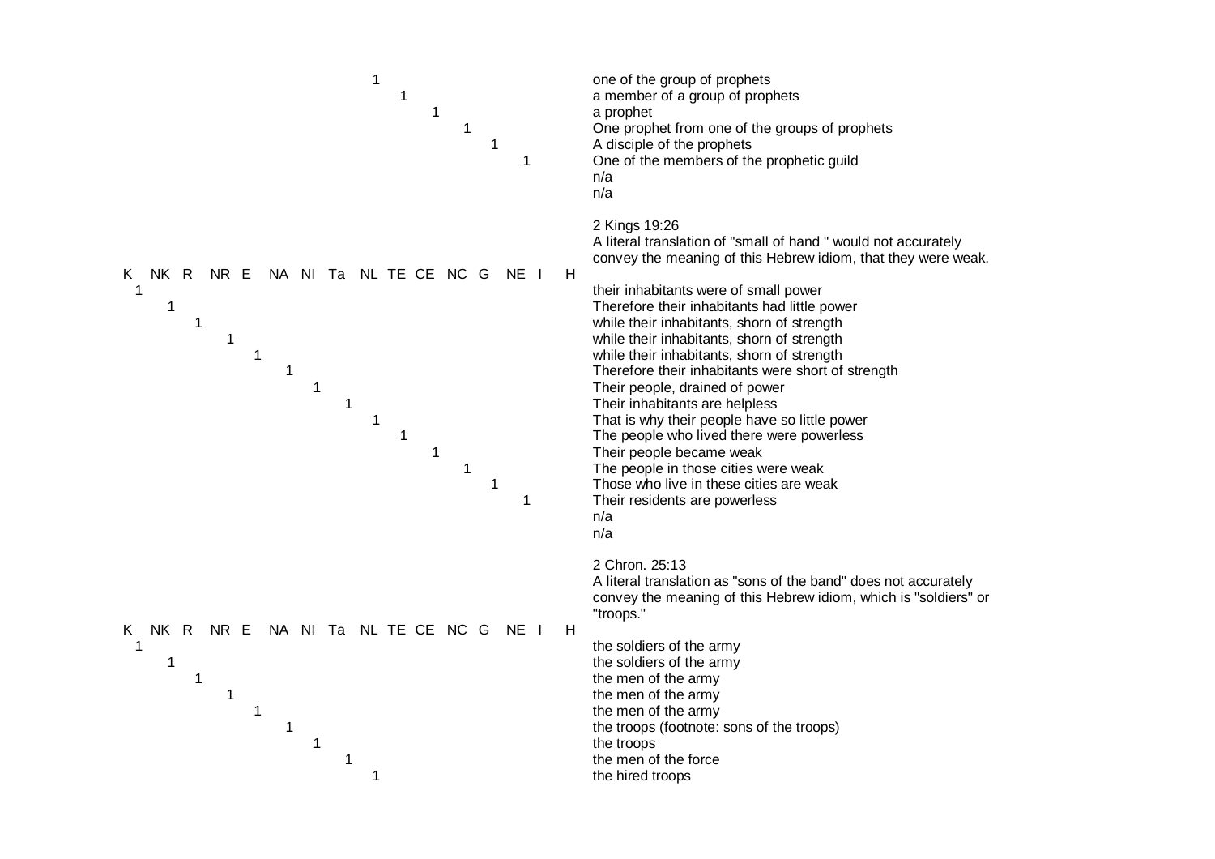| K | NK | R | NR | E | NA | NI | Ta | NL | TE | CE | NC | G | NE | I | H | |
|---|---|---|---|---|---|---|---|---|---|---|---|---|---|---|---|---|
| | | | | | | | | 1 | | | | | | | | one of the group of prophets |
| | | | | | | | | | 1 | | | | | | | a member of a group of prophets |
| | | | | | | | | | | 1 | | | | | | a prophet |
| | | | | | | | | | | | 1 | | | | | One prophet from one of the groups of prophets |
| | | | | | | | | | | | | 1 | | | | A disciple of the prophets |
| | | | | | | | | | | | | | 1 | | | One of the members of the prophetic guild |
| | | | | | | | | | | | | | | | | n/a |
| | | | | | | | | | | | | | | | | n/a |

2 Kings 19:26

A literal translation of "small of hand " would not accurately convey the meaning of this Hebrew idiom, that they were weak.

| K | NK | R | NR | E | NA | NI | Ta | NL | TE | CE | NC | G | NE | I | H | |
|---|---|---|---|---|---|---|---|---|---|---|---|---|---|---|---|---|
| 1 | | | | | | | | | | | | | | | | their inhabitants were of small power |
| | 1 | | | | | | | | | | | | | | | Therefore their inhabitants had little power |
| | | 1 | | | | | | | | | | | | | | while their inhabitants, shorn of strength |
| | | | 1 | | | | | | | | | | | | | while their inhabitants, shorn of strength |
| | | | | 1 | | | | | | | | | | | | while their inhabitants, shorn of strength |
| | | | | | 1 | | | | | | | | | | | Therefore their inhabitants were short of strength |
| | | | | | | 1 | | | | | | | | | | Their people, drained of power |
| | | | | | | | 1 | | | | | | | | | Their inhabitants are helpless |
| | | | | | | | | 1 | | | | | | | | That is why their people have so little power |
| | | | | | | | | | 1 | | | | | | | The people who lived there were powerless |
| | | | | | | | | | | 1 | | | | | | Their people became weak |
| | | | | | | | | | | | 1 | | | | | The people in those cities were weak |
| | | | | | | | | | | | | 1 | | | | Those who live in these cities are weak |
| | | | | | | | | | | | | | 1 | | | Their residents are powerless |
| | | | | | | | | | | | | | | | | n/a |
| | | | | | | | | | | | | | | | | n/a |

2 Chron. 25:13

A literal translation as "sons of the band" does not accurately convey the meaning of this Hebrew idiom, which is "soldiers" or "troops."

| K | NK | R | NR | E | NA | NI | Ta | NL | TE | CE | NC | G | NE | I | H | |
|---|---|---|---|---|---|---|---|---|---|---|---|---|---|---|---|---|
| 1 | | | | | | | | | | | | | | | | the soldiers of the army |
| | 1 | | | | | | | | | | | | | | | the soldiers of the army |
| | | 1 | | | | | | | | | | | | | | the men of the army |
| | | | 1 | | | | | | | | | | | | | the men of the army |
| | | | | 1 | | | | | | | | | | | | the men of the army |
| | | | | | 1 | | | | | | | | | | | the troops (footnote: sons of the troops) |
| | | | | | | 1 | | | | | | | | | | the troops |
| | | | | | | | 1 | | | | | | | | | the men of the force |
| | | | | | | | | 1 | | | | | | | | the hired troops |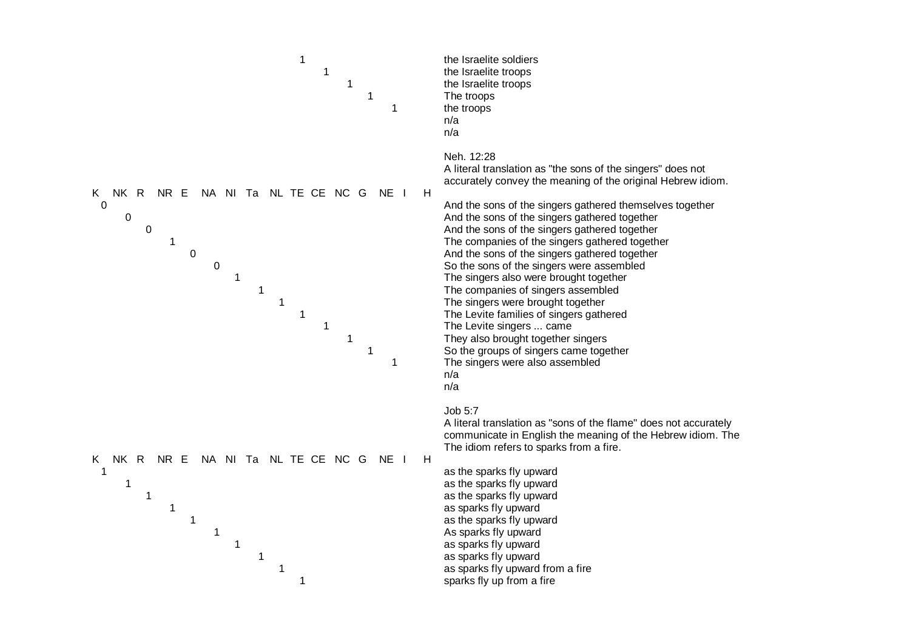| Version | Rating | Translation |
|---|---|---|
| TE | 1 | the Israelite soldiers |
| CE | 1 | the Israelite troops |
| NC | 1 | the Israelite troops |
| G | 1 | The troops |
| NE | 1 | the troops |
| I | | n/a |
| H | | n/a |

Neh. 12:28

A literal translation as "the sons of the singers" does not accurately convey the meaning of the original Hebrew idiom.

| Version | Rating | Translation |
|---|---|---|
| K | 0 | And the sons of the singers gathered themselves together |
| NK | 0 | And the sons of the singers gathered together |
| R | 0 | And the sons of the singers gathered together |
| NR | 1 | The companies of the singers gathered together |
| E | 0 | And the sons of the singers gathered together |
| NA | 0 | So the sons of the singers were assembled |
| NI | 1 | The singers also were brought together |
| Ta | 1 | The companies of singers assembled |
| NL | 1 | The singers were brought together |
| TE | 1 | The Levite families of singers gathered |
| CE | 1 | The Levite singers ... came |
| NC | 1 | They also brought together singers |
| G | 1 | So the groups of singers came together |
| NE | 1 | The singers were also assembled |
| I | | n/a |
| H | | n/a |

Job 5:7

A literal translation as "sons of the flame" does not accurately communicate in English the meaning of the Hebrew idiom. The The idiom refers to sparks from a fire.

| Version | Rating | Translation |
|---|---|---|
| K | 1 | as the sparks fly upward |
| NK | 1 | as the sparks fly upward |
| R | 1 | as the sparks fly upward |
| NR | 1 | as sparks fly upward |
| E | 1 | as the sparks fly upward |
| NA | 1 | As sparks fly upward |
| NI | 1 | as sparks fly upward |
| Ta | 1 | as sparks fly upward |
| NL | 1 | as sparks fly upward from a fire |
| TE | 1 | sparks fly up from a fire |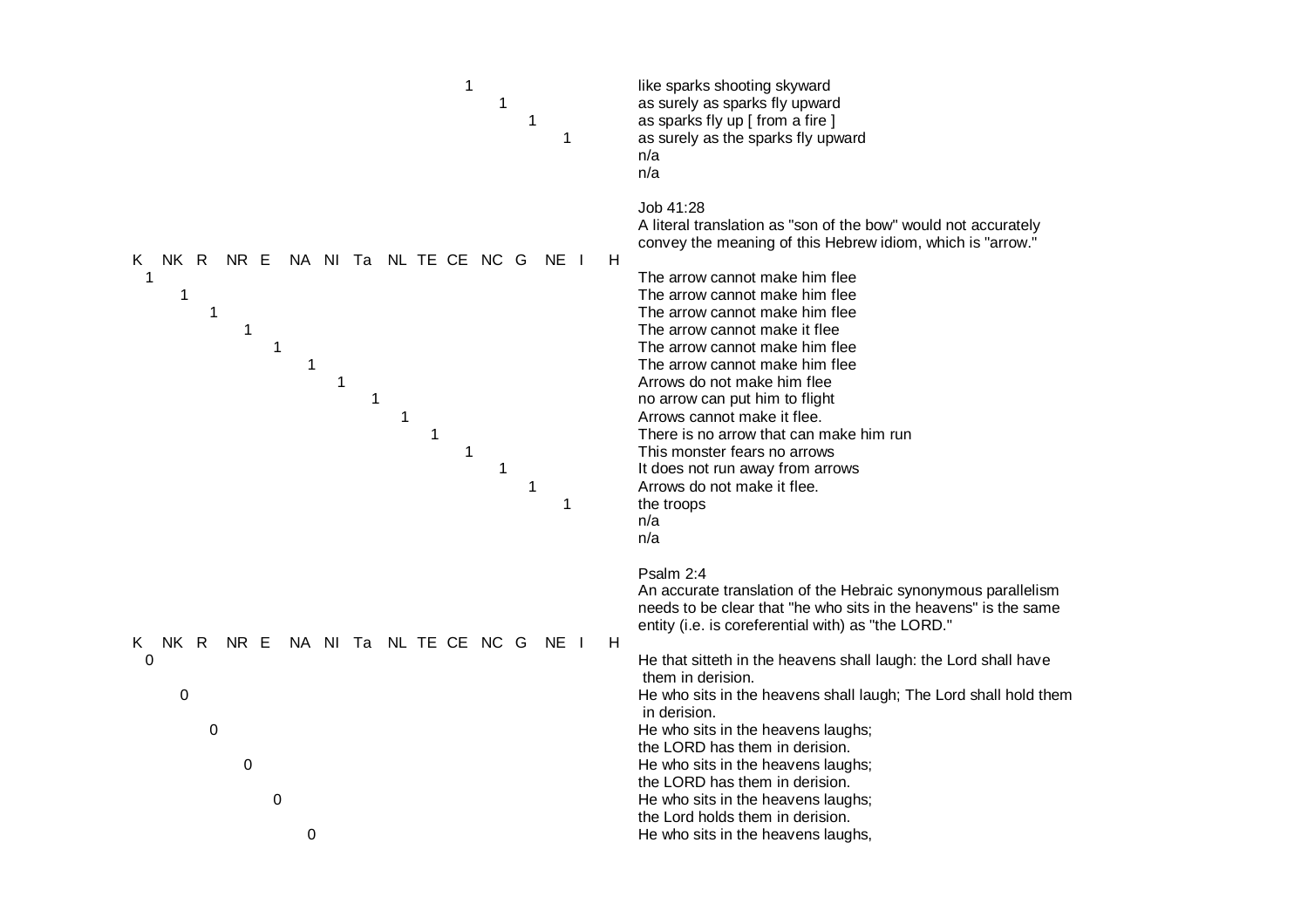| K | NK | R | NR | E | NA | NI | Ta | NL | TE | CE | NC | G | NE | I | H | |
|---|---|---|---|---|---|---|---|---|---|---|---|---|---|---|---|---|
| | | | | | | | | | | 1 | | | | | | like sparks shooting skyward |
| | | | | | | | | | | | 1 | | | | | as surely as sparks fly upward |
| | | | | | | | | | | | | 1 | | | | as sparks fly up [ from a fire ] |
| | | | | | | | | | | | | | 1 | | | as surely as the sparks fly upward |
| | | | | | | | | | | | | | | | | n/a |
| | | | | | | | | | | | | | | | | n/a |

Job 41:28

A literal translation as "son of the bow" would not accurately convey the meaning of this Hebrew idiom, which is "arrow."

| K | NK | R | NR | E | NA | NI | Ta | NL | TE | CE | NC | G | NE | I | H | |
|---|---|---|---|---|---|---|---|---|---|---|---|---|---|---|---|---|
| 1 | | | | | | | | | | | | | | | | The arrow cannot make him flee |
| | 1 | | | | | | | | | | | | | | | The arrow cannot make him flee |
| | | 1 | | | | | | | | | | | | | | The arrow cannot make him flee |
| | | | 1 | | | | | | | | | | | | | The arrow cannot make it flee |
| | | | | 1 | | | | | | | | | | | | The arrow cannot make him flee |
| | | | | | 1 | | | | | | | | | | | The arrow cannot make him flee |
| | | | | | | 1 | | | | | | | | | | Arrows do not make him flee |
| | | | | | | | 1 | | | | | | | | | no arrow can put him to flight |
| | | | | | | | | 1 | | | | | | | | Arrows cannot make it flee. |
| | | | | | | | | | 1 | | | | | | | There is no arrow that can make him run |
| | | | | | | | | | | 1 | | | | | | This monster fears no arrows |
| | | | | | | | | | | | 1 | | | | | It does not run away from arrows |
| | | | | | | | | | | | | 1 | | | | Arrows do not make it flee. |
| | | | | | | | | | | | | | 1 | | | the troops |
| | | | | | | | | | | | | | | | | n/a |
| | | | | | | | | | | | | | | | | n/a |

Psalm 2:4

An accurate translation of the Hebraic synonymous parallelism needs to be clear that "he who sits in the heavens" is the same entity (i.e. is coreferential with) as "the LORD."

| K | NK | R | NR | E | NA | NI | Ta | NL | TE | CE | NC | G | NE | I | H | |
|---|---|---|---|---|---|---|---|---|---|---|---|---|---|---|---|---|
| 0 | | | | | | | | | | | | | | | | He that sitteth in the heavens shall laugh: the Lord shall have them in derision. |
| | 0 | | | | | | | | | | | | | | | He who sits in the heavens shall laugh; The Lord shall hold them in derision. |
| | | 0 | | | | | | | | | | | | | | He who sits in the heavens laughs; the LORD has them in derision. |
| | | | 0 | | | | | | | | | | | | | He who sits in the heavens laughs; the LORD has them in derision. |
| | | | | 0 | | | | | | | | | | | | He who sits in the heavens laughs; the Lord holds them in derision. |
| | | | | | 0 | | | | | | | | | | | He who sits in the heavens laughs, |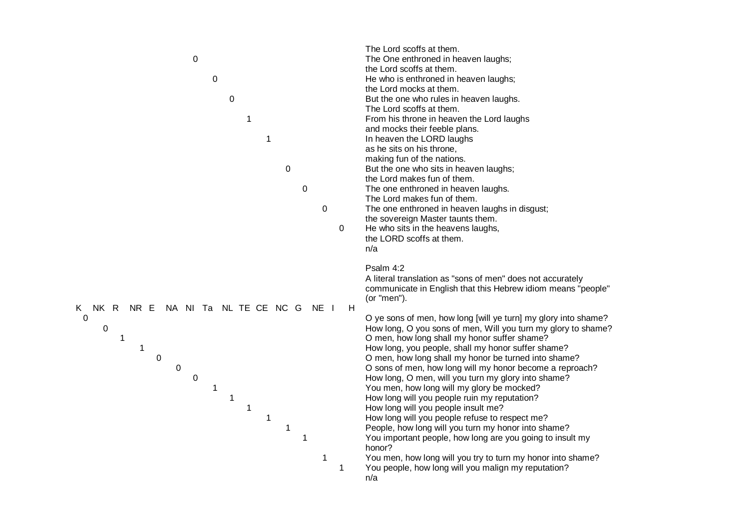| Value | Translation |
|---|---|
| | The Lord scoffs at them. |
| 0 | The One enthroned in heaven laughs; the Lord scoffs at them. |
| 0 | He who is enthroned in heaven laughs; the Lord mocks at them. |
| 0 | But the one who rules in heaven laughs. The Lord scoffs at them. |
| 1 | From his throne in heaven the Lord laughs and mocks their feeble plans. |
| 1 | In heaven the LORD laughs as he sits on his throne, making fun of the nations. |
| 0 | But the one who sits in heaven laughs; the Lord makes fun of them. |
| 0 | The one enthroned in heaven laughs. The Lord makes fun of them. |
| 0 | The one enthroned in heaven laughs in disgust; the sovereign Master taunts them. |
| 0 | He who sits in the heavens laughs, the LORD scoffs at them. |
| | n/a |

Psalm 4:2

A literal translation as "sons of men" does not accurately communicate in English that this Hebrew idiom means "people" (or "men").

| Version | Value | Translation |
|---|---|---|
| K | 0 | O ye sons of men, how long [will ye turn] my glory into shame? |
| NK | 0 | How long, O you sons of men, Will you turn my glory to shame? |
| R | 1 | O men, how long shall my honor suffer shame? |
| NR | 1 | How long, you people, shall my honor suffer shame? |
| E | 0 | O men, how long shall my honor be turned into shame? |
| NA | 0 | O sons of men, how long will my honor become a reproach? |
| NI | 0 | How long, O men, will you turn my glory into shame? |
| Ta | 1 | You men, how long will my glory be mocked? |
| NL | 1 | How long will you people ruin my reputation? |
| TE | 1 | How long will you people insult me? |
| CE | 1 | How long will you people refuse to respect me? |
| NC | 1 | People, how long will you turn my honor into shame? |
| G | 1 | You important people, how long are you going to insult my honor? |
| NE | 1 | You men, how long will you try to turn my honor into shame? |
| I | 1 | You people, how long will you malign my reputation? |
| H | | n/a |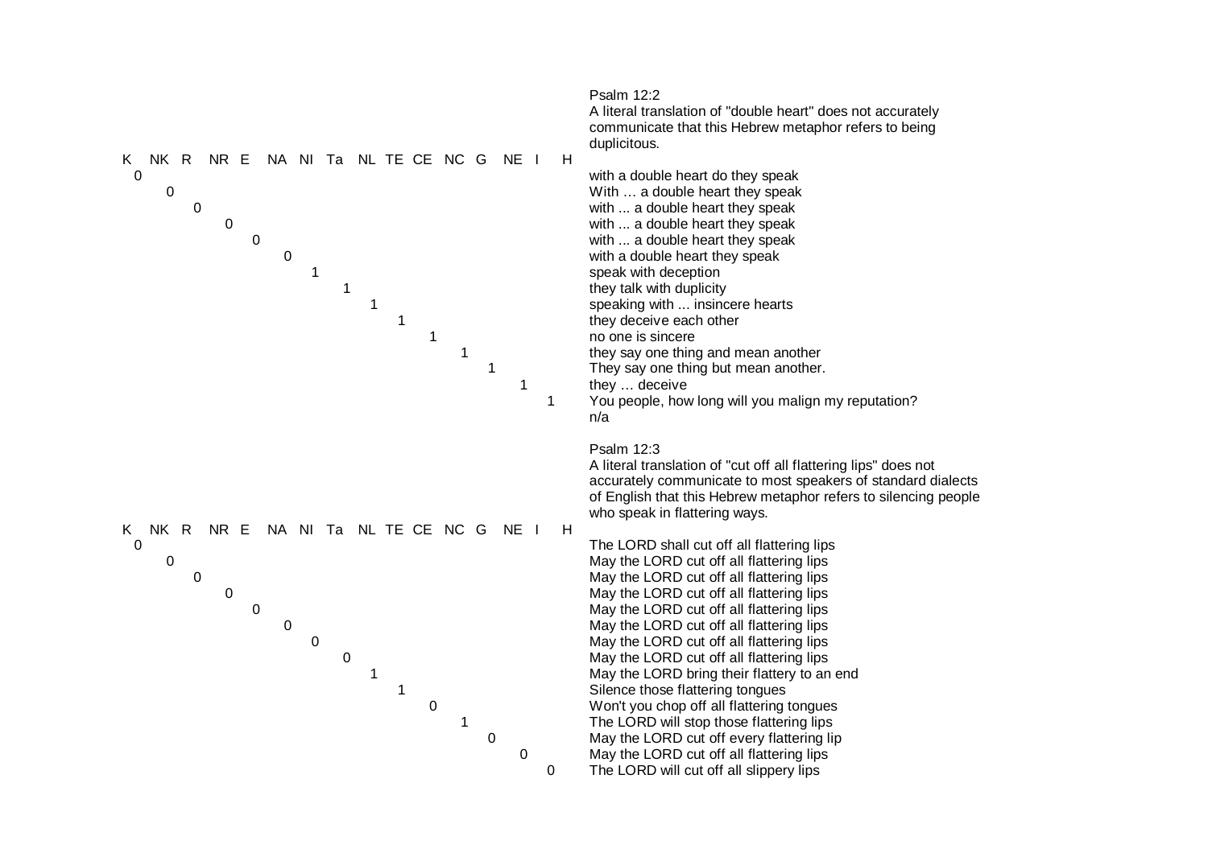Psalm 12:2

A literal translation of "double heart" does not accurately communicate that this Hebrew metaphor refers to being duplicitous.

| K | NK | R | NR | E | NA | NI | Ta | NL | TE | CE | NC | G | NE | I | H | |
|---|---|---|---|---|---|---|---|---|---|---|---|---|---|---|---|---|
| 0 | | | | | | | | | | | | | | | | with a double heart do they speak |
| | 0 | | | | | | | | | | | | | | | With … a double heart they speak |
| | | 0 | | | | | | | | | | | | | | with ... a double heart they speak |
| | | | 0 | | | | | | | | | | | | | with ... a double heart they speak |
| | | | | 0 | | | | | | | | | | | | with ... a double heart they speak |
| | | | | | 0 | | | | | | | | | | | with a double heart they speak |
| | | | | | | 1 | | | | | | | | | | speak with deception |
| | | | | | | | 1 | | | | | | | | | they talk with duplicity |
| | | | | | | | | 1 | | | | | | | | speaking with ... insincere hearts |
| | | | | | | | | | 1 | | | | | | | they deceive each other |
| | | | | | | | | | | 1 | | | | | | no one is sincere |
| | | | | | | | | | | | 1 | | | | | they say one thing and mean another |
| | | | | | | | | | | | | 1 | | | | They say one thing but mean another. |
| | | | | | | | | | | | | | 1 | | | they … deceive |
| | | | | | | | | | | | | | | 1 | | You people, how long will you malign my reputation? |
| | | | | | | | | | | | | | | | | n/a |

Psalm 12:3

A literal translation of "cut off all flattering lips" does not accurately communicate to most speakers of standard dialects of English that this Hebrew metaphor refers to silencing people who speak in flattering ways.

| K | NK | R | NR | E | NA | NI | Ta | NL | TE | CE | NC | G | NE | I | H | |
|---|---|---|---|---|---|---|---|---|---|---|---|---|---|---|---|---|
| 0 | | | | | | | | | | | | | | | | The LORD shall cut off all flattering lips |
| | 0 | | | | | | | | | | | | | | | May the LORD cut off all flattering lips |
| | | 0 | | | | | | | | | | | | | | May the LORD cut off all flattering lips |
| | | | 0 | | | | | | | | | | | | | May the LORD cut off all flattering lips |
| | | | | 0 | | | | | | | | | | | | May the LORD cut off all flattering lips |
| | | | | | 0 | | | | | | | | | | | May the LORD cut off all flattering lips |
| | | | | | | 0 | | | | | | | | | | May the LORD cut off all flattering lips |
| | | | | | | | 0 | | | | | | | | | May the LORD cut off all flattering lips |
| | | | | | | | | 1 | | | | | | | | May the LORD bring their flattery to an end |
| | | | | | | | | | 1 | | | | | | | Silence those flattering tongues |
| | | | | | | | | | | 0 | | | | | | Won't you chop off all flattering tongues |
| | | | | | | | | | | | 1 | | | | | The LORD will stop those flattering lips |
| | | | | | | | | | | | | 0 | | | | May the LORD cut off every flattering lip |
| | | | | | | | | | | | | | 0 | | | May the LORD cut off all flattering lips |
| | | | | | | | | | | | | | | 0 | | The LORD will cut off all slippery lips |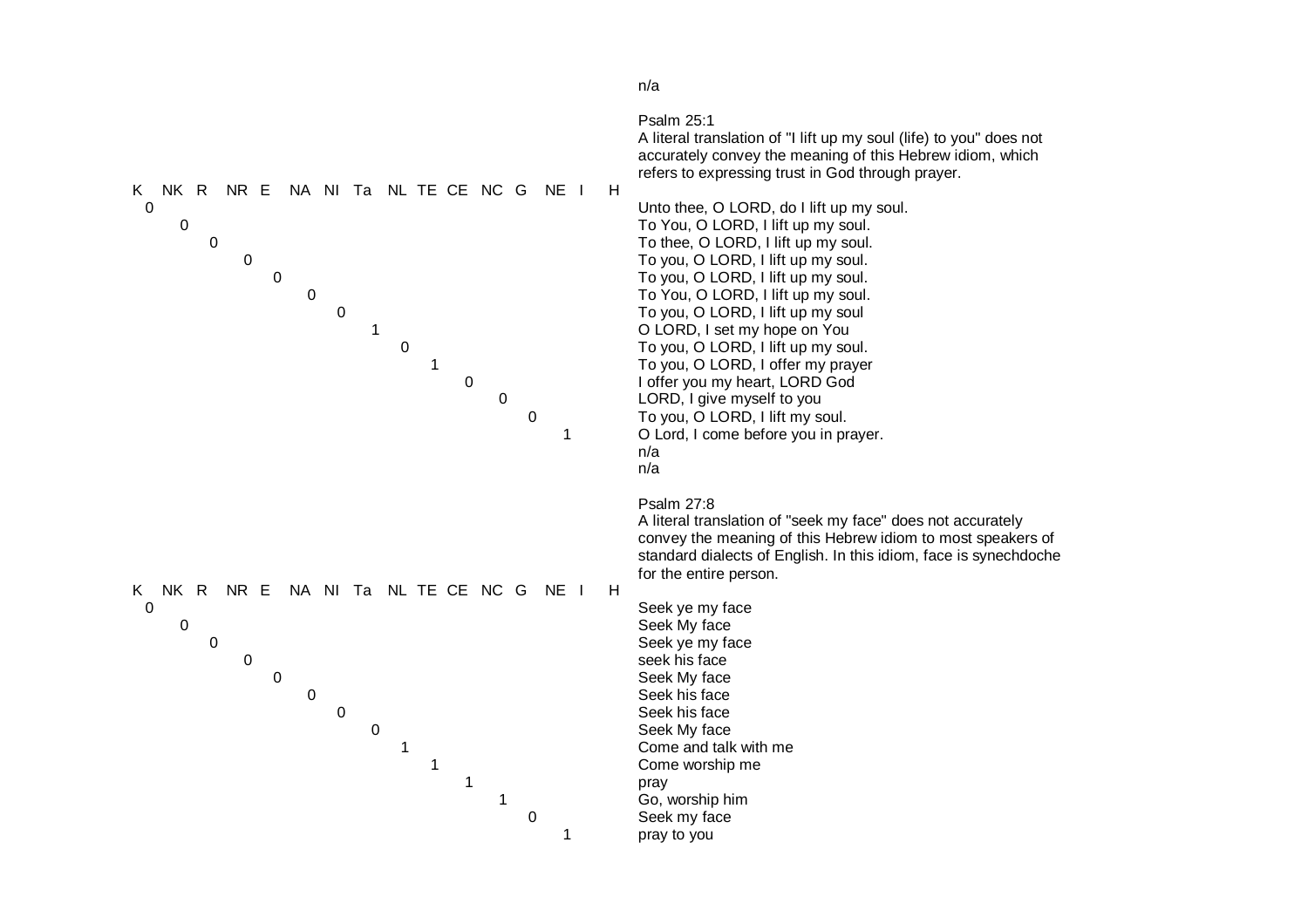n/a

Psalm 25:1
A literal translation of "I lift up my soul (life) to you" does not accurately convey the meaning of this Hebrew idiom, which refers to expressing trust in God through prayer.

| Version | Score | Translation |
|---|---|---|
| K | 0 | Unto thee, O LORD, do I lift up my soul. |
| NK | 0 | To You, O LORD, I lift up my soul. |
| R | 0 | To thee, O LORD, I lift up my soul. |
| NR | 0 | To you, O LORD, I lift up my soul. |
| E | 0 | To you, O LORD, I lift up my soul. |
| NA | 0 | To You, O LORD, I lift up my soul. |
| NI | 0 | To you, O LORD, I lift up my soul |
| Ta | 1 | O LORD, I set my hope on You |
| NL | 0 | To you, O LORD, I lift up my soul. |
| TE | 1 | To you, O LORD, I offer my prayer |
| CE | 0 | I offer you my heart, LORD God |
| NC | 0 | LORD, I give myself to you |
| G | 0 | To you, O LORD, I lift my soul. |
| NE | 1 | O Lord, I come before you in prayer. |
| I | | n/a |
| H | | n/a |

Psalm 27:8
A literal translation of "seek my face" does not accurately convey the meaning of this Hebrew idiom to most speakers of standard dialects of English. In this idiom, face is synechdoche for the entire person.

| Version | Score | Translation |
|---|---|---|
| K | 0 | Seek ye my face |
| NK | 0 | Seek My face |
| R | 0 | Seek ye my face |
| NR | 0 | seek his face |
| E | 0 | Seek My face |
| NA | 0 | Seek his face |
| NI | 0 | Seek his face |
| Ta | 0 | Seek My face |
| NL | 1 | Come and talk with me |
| TE | 1 | Come worship me |
| CE | 1 | pray |
| NC | 1 | Go, worship him |
| G | 0 | Seek my face |
| NE | 1 | pray to you |
| I | | |
| H | | |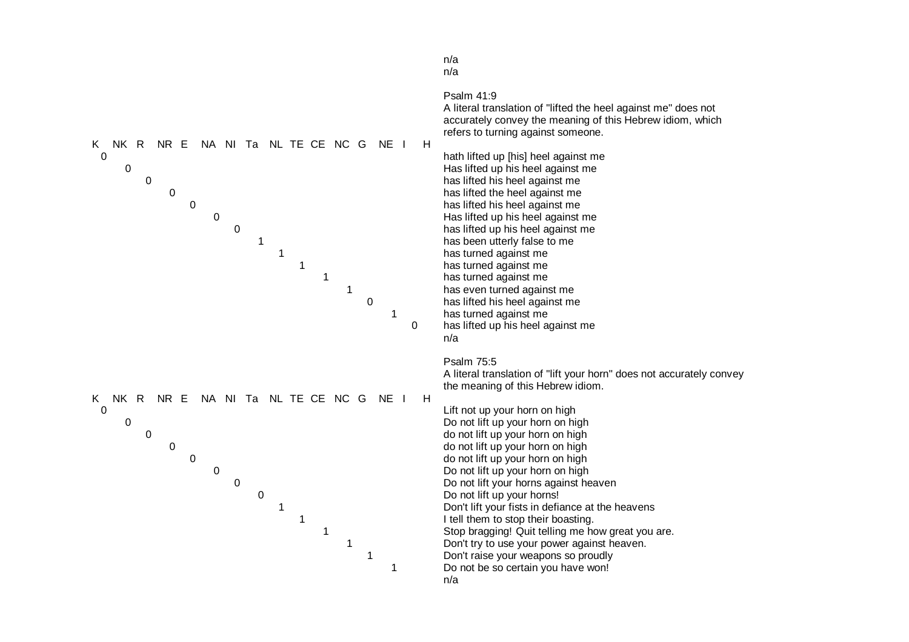n/a
n/a

Psalm 41:9
A literal translation of "lifted the heel against me" does not accurately convey the meaning of this Hebrew idiom, which refers to turning against someone.

| Version | Score | Translation |
| --- | --- | --- |
| K | 0 | hath lifted up [his] heel against me |
| NK | 0 | Has lifted up his heel against me |
| R | 0 | has lifted his heel against me |
| NR | 0 | has lifted the heel against me |
| E | 0 | has lifted his heel against me |
| NA | 0 | Has lifted up his heel against me |
| NI | 0 | has lifted up his heel against me |
| Ta | 1 | has been utterly false to me |
| NL | 1 | has turned against me |
| TE | 1 | has turned against me |
| CE | 1 | has turned against me |
| NC | 1 | has even turned against me |
| G | 0 | has lifted his heel against me |
| NE | 1 | has turned against me |
| I | 0 | has lifted up his heel against me |
| H | | n/a |

Psalm 75:5
A literal translation of "lift your horn" does not accurately convey the meaning of this Hebrew idiom.

| Version | Score | Translation |
| --- | --- | --- |
| K | 0 | Lift not up your horn on high |
| NK | 0 | Do not lift up your horn on high |
| R | 0 | do not lift up your horn on high |
| NR | 0 | do not lift up your horn on high |
| E | 0 | do not lift up your horn on high |
| NA | 0 | Do not lift up your horn on high |
| NI | 0 | Do not lift your horns against heaven |
| Ta | 0 | Do not lift up your horns! |
| NL | 1 | Don't lift your fists in defiance at the heavens |
| TE | 1 | I tell them to stop their boasting. |
| CE | 1 | Stop bragging! Quit telling me how great you are. |
| NC | 1 | Don't try to use your power against heaven. |
| G | 1 | Don't raise your weapons so proudly |
| NE | 1 | Do not be so certain you have won! |
| I | | n/a |
| H | | |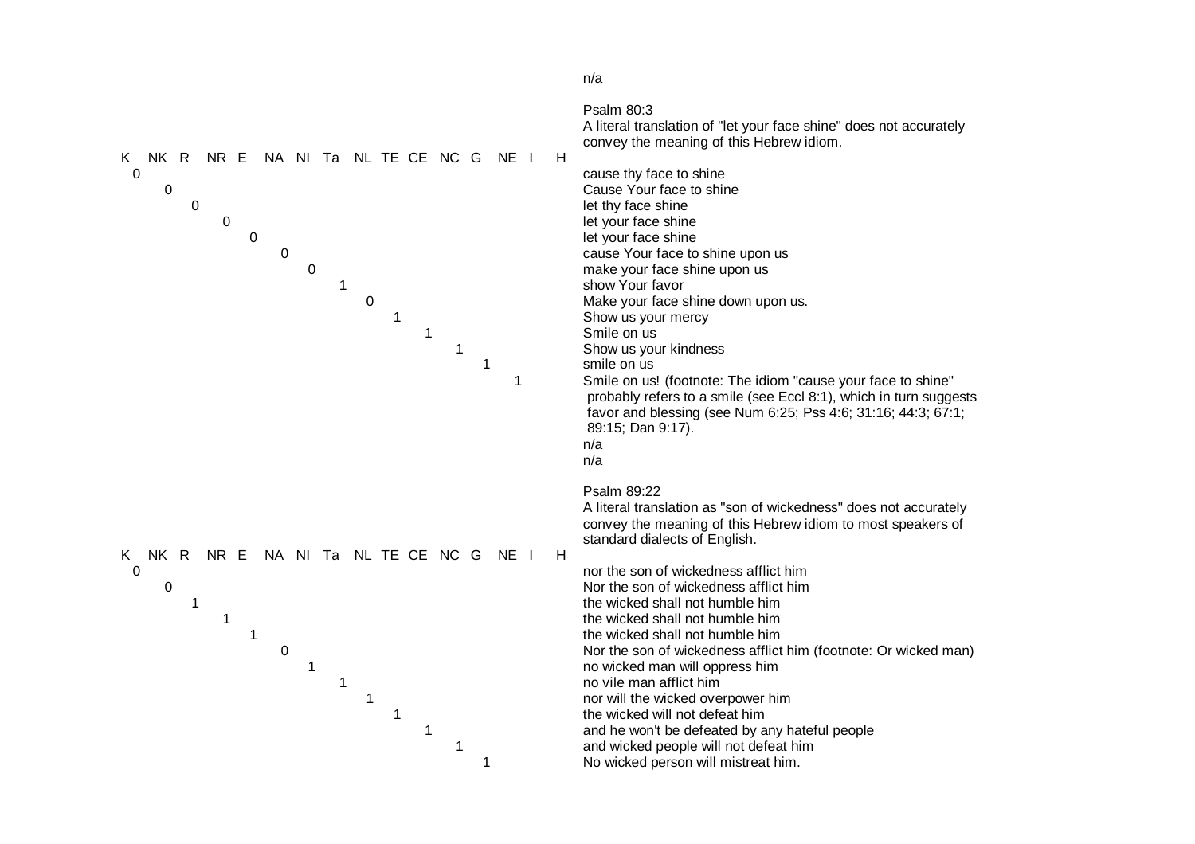n/a

Psalm 80:3
A literal translation of "let your face shine" does not accurately convey the meaning of this Hebrew idiom.

| K | NK | R | NR | E | NA | NI | Ta | NL | TE | CE | NC | G | NE | I | H | Translation |
|---|---|---|---|---|---|---|---|---|---|---|---|---|---|---|---|---|
| 0 | | | | | | | | | | | | | | | | cause thy face to shine |
| | 0 | | | | | | | | | | | | | | | Cause Your face to shine |
| | | 0 | | | | | | | | | | | | | | let thy face shine |
| | | | 0 | | | | | | | | | | | | | let your face shine |
| | | | | 0 | | | | | | | | | | | | let your face shine |
| | | | | | 0 | | | | | | | | | | | cause Your face to shine upon us |
| | | | | | | 0 | | | | | | | | | | make your face shine upon us |
| | | | | | | | 1 | | | | | | | | | show Your favor |
| | | | | | | | | 0 | | | | | | | | Make your face shine down upon us. |
| | | | | | | | | | 1 | | | | | | | Show us your mercy |
| | | | | | | | | | | 1 | | | | | | Smile on us |
| | | | | | | | | | | | 1 | | | | | Show us your kindness |
| | | | | | | | | | | | | 1 | | | | smile on us |
| | | | | | | | | | | | | | 1 | | | Smile on us! (footnote: The idiom "cause your face to shine" probably refers to a smile (see Eccl 8:1), which in turn suggests favor and blessing (see Num 6:25; Pss 4:6; 31:16; 44:3; 67:1; 89:15; Dan 9:17). |
| | | | | | | | | | | | | | | | | n/a |
| | | | | | | | | | | | | | | | | n/a |

Psalm 89:22
A literal translation as "son of wickedness" does not accurately convey the meaning of this Hebrew idiom to most speakers of standard dialects of English.

| K | NK | R | NR | E | NA | NI | Ta | NL | TE | CE | NC | G | NE | I | H | Translation |
|---|---|---|---|---|---|---|---|---|---|---|---|---|---|---|---|---|
| 0 | | | | | | | | | | | | | | | | nor the son of wickedness afflict him |
| | 0 | | | | | | | | | | | | | | | Nor the son of wickedness afflict him |
| | | 1 | | | | | | | | | | | | | | the wicked shall not humble him |
| | | | 1 | | | | | | | | | | | | | the wicked shall not humble him |
| | | | | 1 | | | | | | | | | | | | the wicked shall not humble him |
| | | | | | 0 | | | | | | | | | | | Nor the son of wickedness afflict him (footnote: Or wicked man) |
| | | | | | | 1 | | | | | | | | | | no wicked man will oppress him |
| | | | | | | | 1 | | | | | | | | | no vile man afflict him |
| | | | | | | | | 1 | | | | | | | | nor will the wicked overpower him |
| | | | | | | | | | 1 | | | | | | | the wicked will not defeat him |
| | | | | | | | | | | 1 | | | | | | and he won't be defeated by any hateful people |
| | | | | | | | | | | | 1 | | | | | and wicked people will not defeat him |
| | | | | | | | | | | | | 1 | | | | No wicked person will mistreat him. |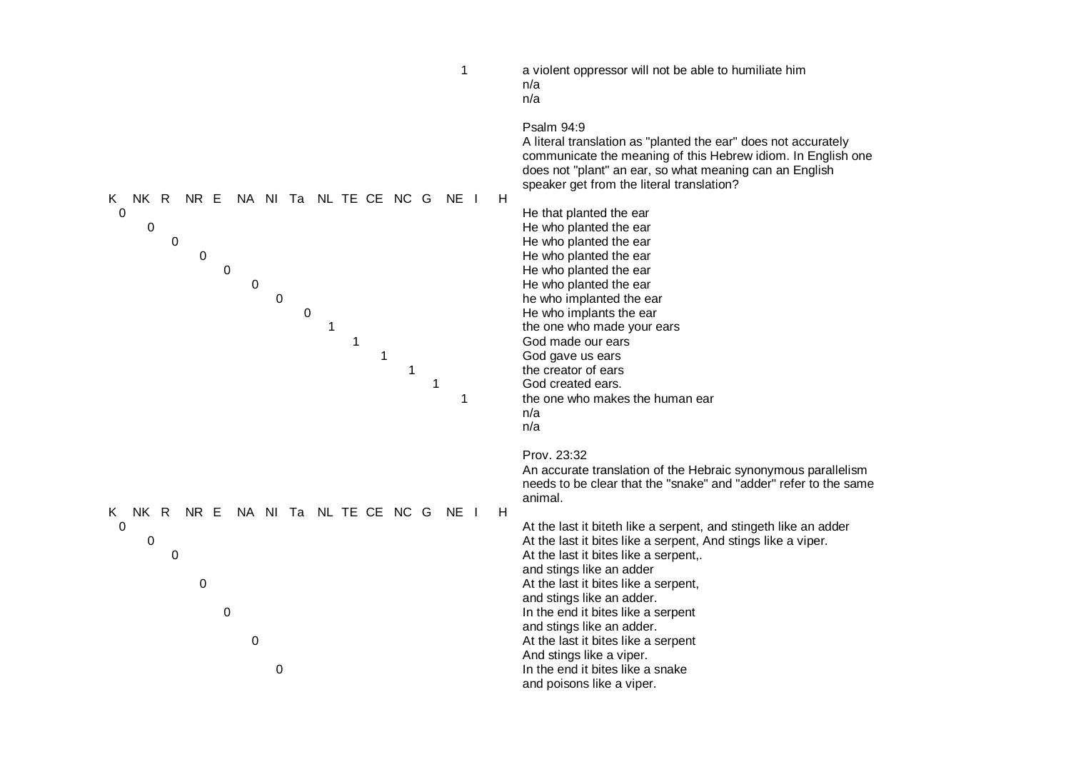| K | NK | R | NR | E | NA | NI | Ta | NL | TE | CE | NC | G | NE | I | H | |
|---|---|---|---|---|---|---|---|---|---|---|---|---|---|---|---|---|
| | | | | | | | | | | | | | 1 | | | a violent oppressor will not be able to humiliate him |
| | | | | | | | | | | | | | | | | n/a |
| | | | | | | | | | | | | | | | | n/a |

Psalm 94:9

A literal translation as "planted the ear" does not accurately communicate the meaning of this Hebrew idiom. In English one does not "plant" an ear, so what meaning can an English speaker get from the literal translation?

| K | NK | R | NR | E | NA | NI | Ta | NL | TE | CE | NC | G | NE | I | H | |
|---|---|---|---|---|---|---|---|---|---|---|---|---|---|---|---|---|
| 0 | | | | | | | | | | | | | | | | He that planted the ear |
| | 0 | | | | | | | | | | | | | | | He who planted the ear |
| | | 0 | | | | | | | | | | | | | | He who planted the ear |
| | | | 0 | | | | | | | | | | | | | He who planted the ear |
| | | | | 0 | | | | | | | | | | | | He who planted the ear |
| | | | | | 0 | | | | | | | | | | | He who planted the ear |
| | | | | | | 0 | | | | | | | | | | he who implanted the ear |
| | | | | | | | 0 | | | | | | | | | He who implants the ear |
| | | | | | | | | 1 | | | | | | | | the one who made your ears |
| | | | | | | | | | 1 | | | | | | | God made our ears |
| | | | | | | | | | | 1 | | | | | | God gave us ears |
| | | | | | | | | | | | 1 | | | | | the creator of ears |
| | | | | | | | | | | | | 1 | | | | God created ears. |
| | | | | | | | | | | | | | 1 | | | the one who makes the human ear |
| | | | | | | | | | | | | | | | | n/a |
| | | | | | | | | | | | | | | | | n/a |

Prov. 23:32

An accurate translation of the Hebraic synonymous parallelism needs to be clear that the "snake" and "adder" refer to the same animal.

| K | NK | R | NR | E | NA | NI | Ta | NL | TE | CE | NC | G | NE | I | H | |
|---|---|---|---|---|---|---|---|---|---|---|---|---|---|---|---|---|
| 0 | | | | | | | | | | | | | | | | At the last it biteth like a serpent, and stingeth like an adder |
| | 0 | | | | | | | | | | | | | | | At the last it bites like a serpent, And stings like a viper. |
| | | 0 | | | | | | | | | | | | | | At the last it bites like a serpent,. and stings like an adder |
| | | | 0 | | | | | | | | | | | | | At the last it bites like a serpent, and stings like an adder. |
| | | | | 0 | | | | | | | | | | | | In the end it bites like a serpent and stings like an adder. |
| | | | | | 0 | | | | | | | | | | | At the last it bites like a serpent And stings like a viper. |
| | | | | | | 0 | | | | | | | | | | In the end it bites like a snake and poisons like a viper. |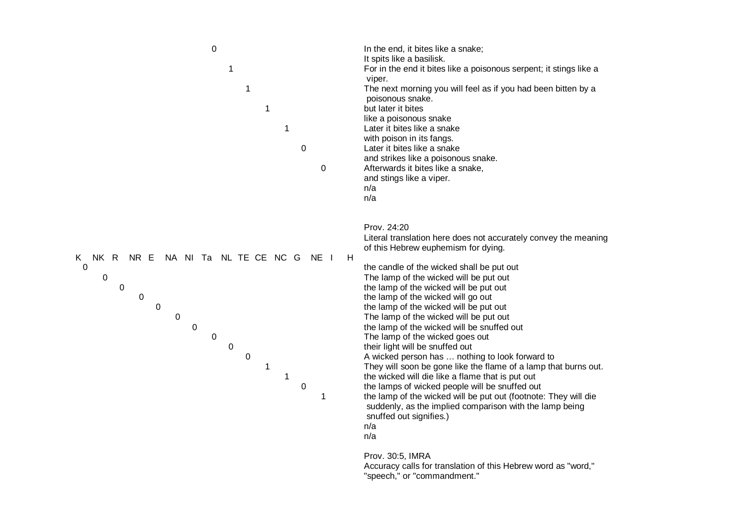| Score | Translation |
|---|---|
| 0 | In the end, it bites like a snake; It spits like a basilisk. |
| 1 | For in the end it bites like a poisonous serpent; it stings like a viper. |
| 1 | The next morning you will feel as if you had been bitten by a poisonous snake. |
| 1 | but later it bites like a poisonous snake |
| 1 | Later it bites like a snake with poison in its fangs. |
| 0 | Later it bites like a snake and strikes like a poisonous snake. |
| 0 | Afterwards it bites like a snake, and stings like a viper. |
| | n/a |
| | n/a |

Prov. 24:20

Literal translation here does not accurately convey the meaning of this Hebrew euphemism for dying.

| Version | Score | Translation |
|---|---|---|
| K | 0 | the candle of the wicked shall be put out |
| NK | 0 | The lamp of the wicked will be put out |
| R | 0 | the lamp of the wicked will be put out |
| NR | 0 | the lamp of the wicked will go out |
| E | 0 | the lamp of the wicked will be put out |
| NA | 0 | The lamp of the wicked will be put out |
| NI | 0 | the lamp of the wicked will be snuffed out |
| Ta | 0 | The lamp of the wicked goes out |
| NL | 0 | their light will be snuffed out |
| TE | 0 | A wicked person has … nothing to look forward to |
| CE | 1 | They will soon be gone like the flame of a lamp that burns out. |
| NC | 1 | the wicked will die like a flame that is put out |
| G | 0 | the lamps of wicked people will be snuffed out |
| NE | 1 | the lamp of the wicked will be put out (footnote: They will die suddenly, as the implied comparison with the lamp being snuffed out signifies.) |
| I | | n/a |
| H | | n/a |

Prov. 30:5, IMRA

Accuracy calls for translation of this Hebrew word as "word," "speech," or "commandment."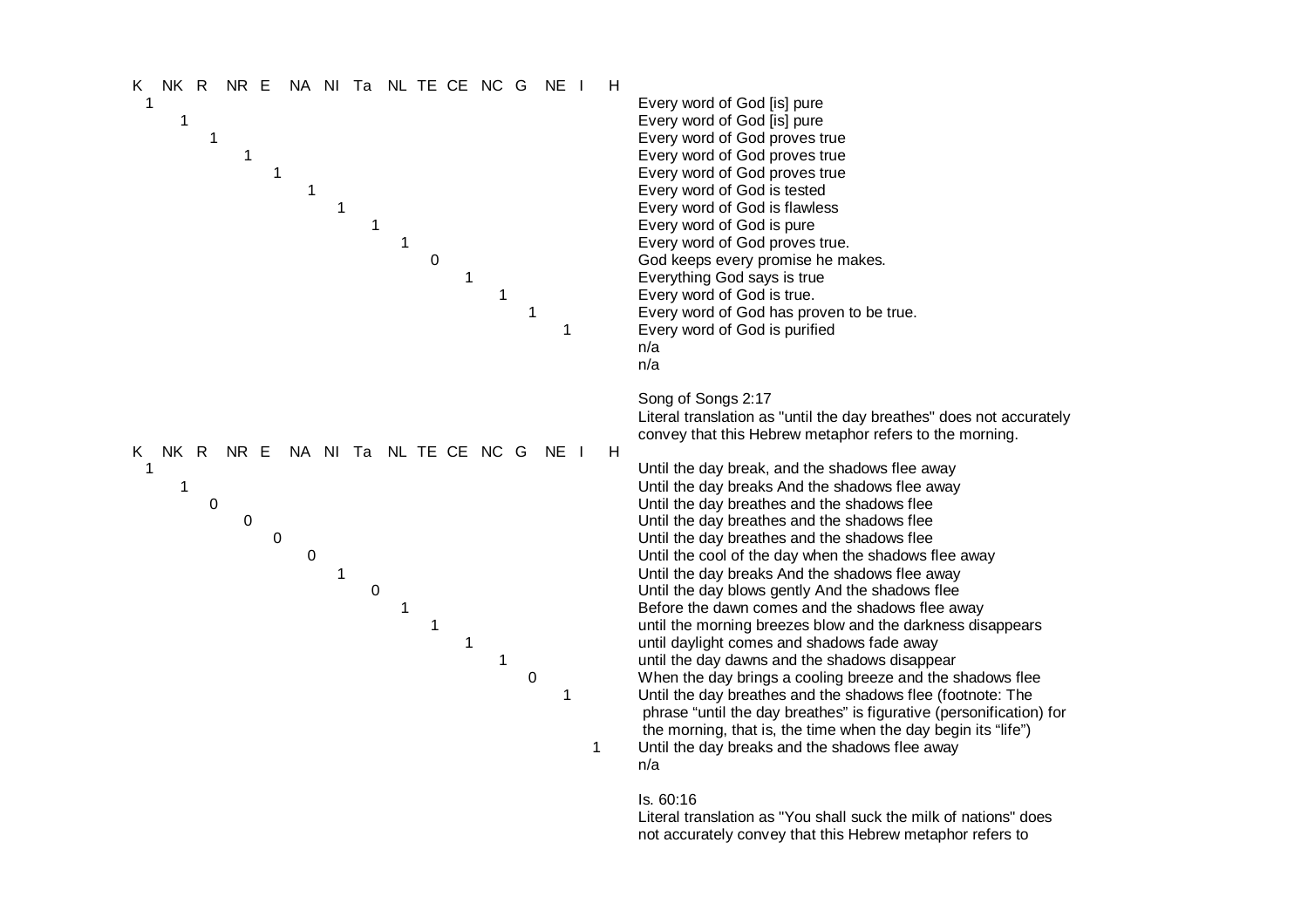| K | NK | R | NR | E | NA | NI | Ta | NL | TE | CE | NC | G | NE | I | H | |
|---|---|---|---|---|---|---|---|---|---|---|---|---|---|---|---|---|
| 1 | | | | | | | | | | | | | | | | Every word of God [is] pure |
| | 1 | | | | | | | | | | | | | | | Every word of God [is] pure |
| | | 1 | | | | | | | | | | | | | | Every word of God proves true |
| | | | 1 | | | | | | | | | | | | | Every word of God proves true |
| | | | | 1 | | | | | | | | | | | | Every word of God proves true |
| | | | | | 1 | | | | | | | | | | | Every word of God is tested |
| | | | | | | 1 | | | | | | | | | | Every word of God is flawless |
| | | | | | | | 1 | | | | | | | | | Every word of God is pure |
| | | | | | | | | 1 | | | | | | | | Every word of God proves true. |
| | | | | | | | | | 0 | | | | | | | God keeps every promise he makes. |
| | | | | | | | | | | 1 | | | | | | Everything God says is true |
| | | | | | | | | | | | 1 | | | | | Every word of God is true. |
| | | | | | | | | | | | | 1 | | | | Every word of God has proven to be true. |
| | | | | | | | | | | | | | 1 | | | Every word of God is purified |
| | | | | | | | | | | | | | | | | n/a |
| | | | | | | | | | | | | | | | | n/a |

Song of Songs 2:17
Literal translation as "until the day breathes" does not accurately convey that this Hebrew metaphor refers to the morning.

| K | NK | R | NR | E | NA | NI | Ta | NL | TE | CE | NC | G | NE | I | H | |
|---|---|---|---|---|---|---|---|---|---|---|---|---|---|---|---|---|
| 1 | | | | | | | | | | | | | | | | Until the day break, and the shadows flee away |
| | 1 | | | | | | | | | | | | | | | Until the day breaks And the shadows flee away |
| | | 0 | | | | | | | | | | | | | | Until the day breathes and the shadows flee |
| | | | 0 | | | | | | | | | | | | | Until the day breathes and the shadows flee |
| | | | | 0 | | | | | | | | | | | | Until the day breathes and the shadows flee |
| | | | | | 0 | | | | | | | | | | | Until the cool of the day when the shadows flee away |
| | | | | | | 1 | | | | | | | | | | Until the day breaks And the shadows flee away |
| | | | | | | | 0 | | | | | | | | | Until the day blows gently And the shadows flee |
| | | | | | | | | 1 | | | | | | | | Before the dawn comes and the shadows flee away |
| | | | | | | | | | 1 | | | | | | | until the morning breezes blow and the darkness disappears |
| | | | | | | | | | | 1 | | | | | | until daylight comes and shadows fade away |
| | | | | | | | | | | | 1 | | | | | until the day dawns and the shadows disappear |
| | | | | | | | | | | | | 0 | | | | When the day brings a cooling breeze and the shadows flee |
| | | | | | | | | | | | | | 1 | | | Until the day breathes and the shadows flee (footnote: The phrase "until the day breathes" is figurative (personification) for the morning, that is, the time when the day begin its "life") |
| | | | | | | | | | | | | | | 1 | | Until the day breaks and the shadows flee away |
| | | | | | | | | | | | | | | | | n/a |

Is. 60:16
Literal translation as "You shall suck the milk of nations" does not accurately convey that this Hebrew metaphor refers to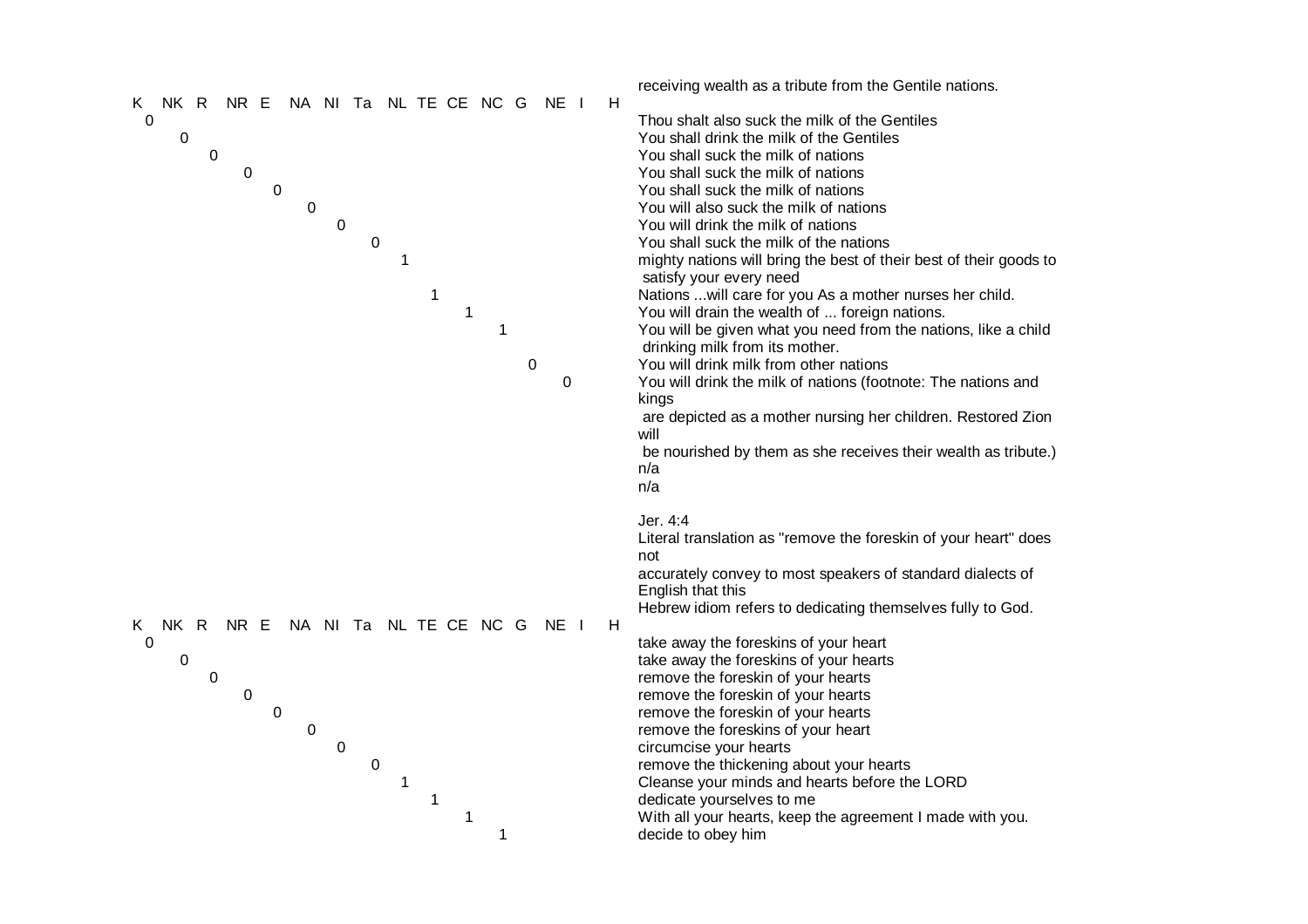receiving wealth as a tribute from the Gentile nations.

| Version | Score | Translation |
|---|---|---|
| K | 0 | Thou shalt also suck the milk of the Gentiles |
| NK | 0 | You shall drink the milk of the Gentiles |
| R | 0 | You shall suck the milk of nations |
| NR | 0 | You shall suck the milk of nations |
| E | 0 | You shall suck the milk of nations |
| NA | 0 | You will also suck the milk of nations |
| NI | 0 | You will drink the milk of nations |
| Ta | 0 | You shall suck the milk of the nations |
| NL | 1 | mighty nations will bring the best of their best of their goods to satisfy your every need |
| TE | 1 | Nations ...will care for you As a mother nurses her child. |
| CE | 1 | You will drain the wealth of ... foreign nations. |
| NC | 1 | You will be given what you need from the nations, like a child drinking milk from its mother. |
| G | 0 | You will drink milk from other nations |
| NE | 0 | You will drink the milk of nations (footnote: The nations and kings are depicted as a mother nursing her children. Restored Zion will be nourished by them as she receives their wealth as tribute.) |
| I |  | n/a |
| H |  | n/a |

Jer. 4:4
Literal translation as "remove the foreskin of your heart" does not accurately convey to most speakers of standard dialects of English that this Hebrew idiom refers to dedicating themselves fully to God.

| Version | Score | Translation |
|---|---|---|
| K | 0 | take away the foreskins of your heart |
| NK | 0 | take away the foreskins of your hearts |
| R | 0 | remove the foreskin of your hearts |
| NR | 0 | remove the foreskin of your hearts |
| E | 0 | remove the foreskin of your hearts |
| NA | 0 | remove the foreskins of your heart |
| NI | 0 | circumcise your hearts |
| Ta | 0 | remove the thickening about your hearts |
| NL | 1 | Cleanse your minds and hearts before the LORD |
| TE | 1 | dedicate yourselves to me |
| CE | 1 | With all your hearts, keep the agreement I made with you. |
| NC | 1 | decide to obey him |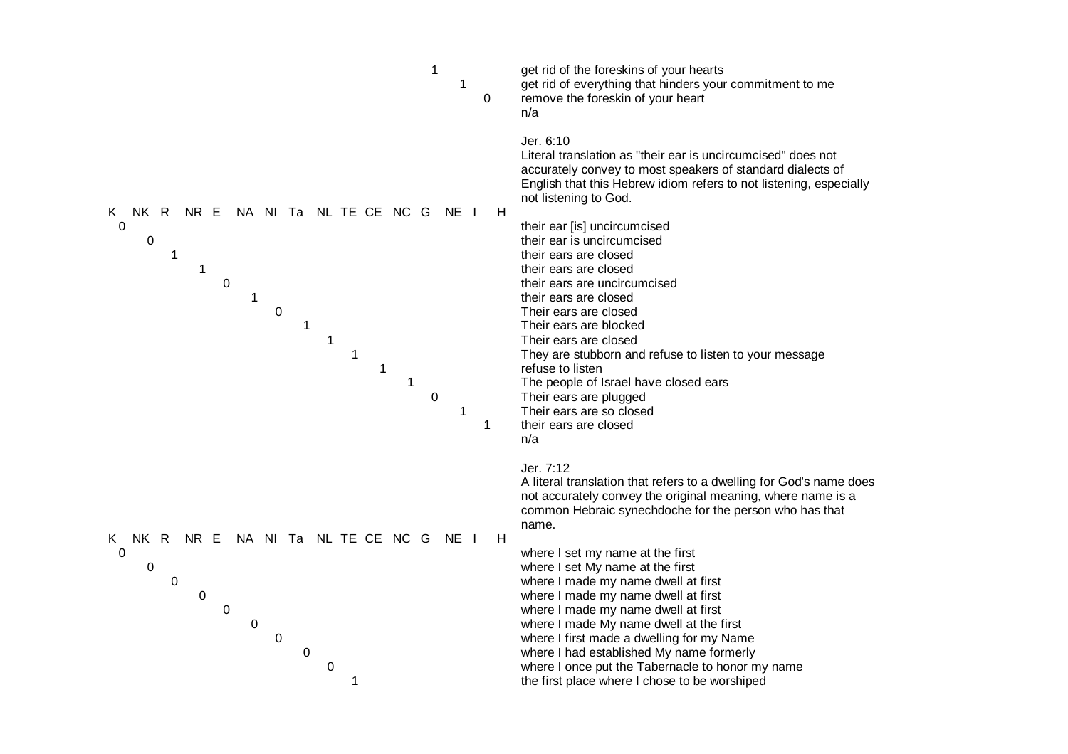| K | NK | R | NR | E | NA | NI | Ta | NL | TE | CE | NC | G | NE | I | H | |
|---|---|---|---|---|---|---|---|---|---|---|---|---|---|---|---|---|
| | | | | | | | | | | | | 1 | | | | get rid of the foreskins of your hearts |
| | | | | | | | | | | | | | 1 | | | get rid of everything that hinders your commitment to me |
| | | | | | | | | | | | | | | 0 | | remove the foreskin of your heart |
| | | | | | | | | | | | | | | | | n/a |

Jer. 6:10

Literal translation as "their ear is uncircumcised" does not accurately convey to most speakers of standard dialects of English that this Hebrew idiom refers to not listening, especially not listening to God.

| K | NK | R | NR | E | NA | NI | Ta | NL | TE | CE | NC | G | NE | I | H | |
|---|---|---|---|---|---|---|---|---|---|---|---|---|---|---|---|---|
| 0 | | | | | | | | | | | | | | | | their ear [is] uncircumcised |
| | 0 | | | | | | | | | | | | | | | their ear is uncircumcised |
| | | 1 | | | | | | | | | | | | | | their ears are closed |
| | | | 1 | | | | | | | | | | | | | their ears are closed |
| | | | | 0 | | | | | | | | | | | | their ears are uncircumcised |
| | | | | | 1 | | | | | | | | | | | their ears are closed |
| | | | | | | 0 | | | | | | | | | | Their ears are closed |
| | | | | | | | 1 | | | | | | | | | Their ears are blocked |
| | | | | | | | | 1 | | | | | | | | Their ears are closed |
| | | | | | | | | | 1 | | | | | | | They are stubborn and refuse to listen to your message |
| | | | | | | | | | | 1 | | | | | | refuse to listen |
| | | | | | | | | | | | 1 | | | | | The people of Israel have closed ears |
| | | | | | | | | | | | | 0 | | | | Their ears are plugged |
| | | | | | | | | | | | | | 1 | | | Their ears are so closed |
| | | | | | | | | | | | | | | 1 | | their ears are closed |
| | | | | | | | | | | | | | | | | n/a |

Jer. 7:12

A literal translation that refers to a dwelling for God's name does not accurately convey the original meaning, where name is a common Hebraic synechdoche for the person who has that name.

| K | NK | R | NR | E | NA | NI | Ta | NL | TE | CE | NC | G | NE | I | H | |
|---|---|---|---|---|---|---|---|---|---|---|---|---|---|---|---|---|
| 0 | | | | | | | | | | | | | | | | where I set my name at the first |
| | 0 | | | | | | | | | | | | | | | where I set My name at the first |
| | | 0 | | | | | | | | | | | | | | where I made my name dwell at first |
| | | | 0 | | | | | | | | | | | | | where I made my name dwell at first |
| | | | | 0 | | | | | | | | | | | | where I made my name dwell at first |
| | | | | | 0 | | | | | | | | | | | where I made My name dwell at the first |
| | | | | | | 0 | | | | | | | | | | where I first made a dwelling for my Name |
| | | | | | | | 0 | | | | | | | | | where I had established My name formerly |
| | | | | | | | | 0 | | | | | | | | where I once put the Tabernacle to honor my name |
| | | | | | | | | | 1 | | | | | | | the first place where I chose to be worshiped |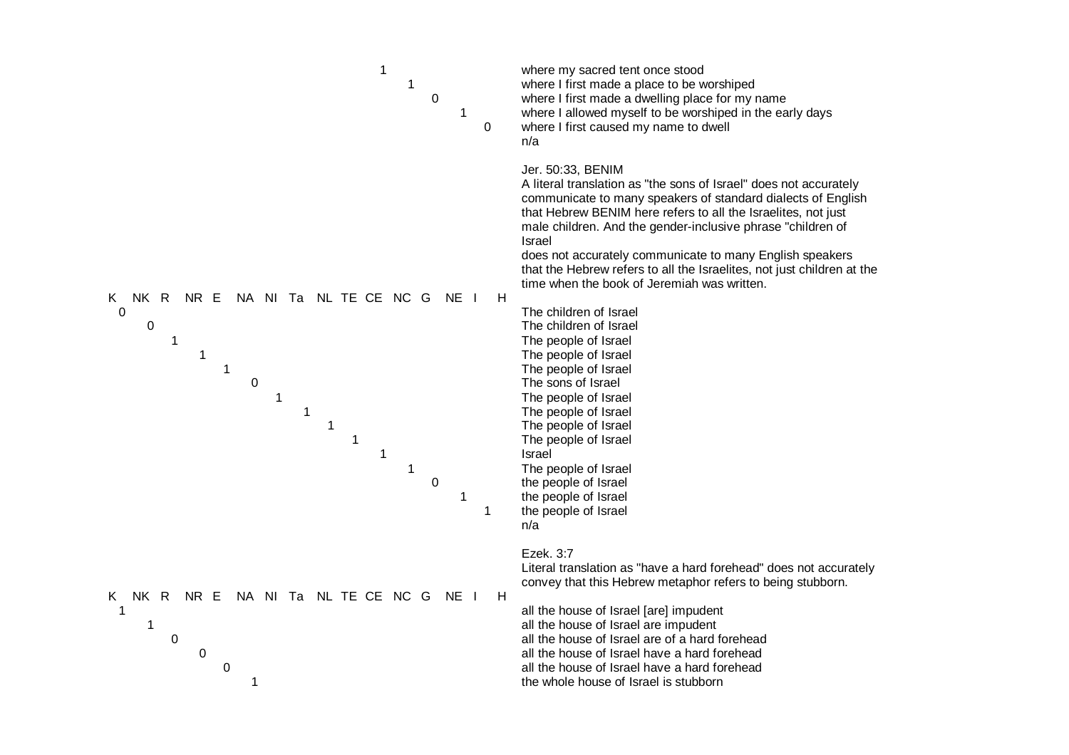| K | NK | R | NR | E | NA | NI | Ta | NL | TE | CE | NC | G | NE | I | H | |
|---|---|---|---|---|---|---|---|---|---|---|---|---|---|---|---|---|
| | | | | | | | | | | 1 | | | | | | where my sacred tent once stood |
| | | | | | | | | | | | 1 | | | | | where I first made a place to be worshiped |
| | | | | | | | | | | | | 0 | | | | where I first made a dwelling place for my name |
| | | | | | | | | | | | | | 1 | | | where I allowed myself to be worshiped in the early days |
| | | | | | | | | | | | | | | 0 | | where I first caused my name to dwell |
| | | | | | | | | | | | | | | | | n/a |

Jer. 50:33, BENIM

A literal translation as "the sons of Israel" does not accurately communicate to many speakers of standard dialects of English that Hebrew BENIM here refers to all the Israelites, not just male children. And the gender-inclusive phrase "children of Israel does not accurately communicate to many English speakers that the Hebrew refers to all the Israelites, not just children at the time when the book of Jeremiah was written.

| K | NK | R | NR | E | NA | NI | Ta | NL | TE | CE | NC | G | NE | I | H | |
|---|---|---|---|---|---|---|---|---|---|---|---|---|---|---|---|---|
| 0 | | | | | | | | | | | | | | | | The children of Israel |
| | 0 | | | | | | | | | | | | | | | The children of Israel |
| | | 1 | | | | | | | | | | | | | | The people of Israel |
| | | | 1 | | | | | | | | | | | | | The people of Israel |
| | | | | 1 | | | | | | | | | | | | The people of Israel |
| | | | | | 0 | | | | | | | | | | | The sons of Israel |
| | | | | | | 1 | | | | | | | | | | The people of Israel |
| | | | | | | | 1 | | | | | | | | | The people of Israel |
| | | | | | | | | 1 | | | | | | | | The people of Israel |
| | | | | | | | | | 1 | | | | | | | The people of Israel |
| | | | | | | | | | | 1 | | | | | | Israel |
| | | | | | | | | | | | 1 | | | | | The people of Israel |
| | | | | | | | | | | | | 0 | | | | the people of Israel |
| | | | | | | | | | | | | | 1 | | | the people of Israel |
| | | | | | | | | | | | | | | 1 | | the people of Israel |
| | | | | | | | | | | | | | | | | n/a |

Ezek. 3:7

Literal translation as "have a hard forehead" does not accurately convey that this Hebrew metaphor refers to being stubborn.

| K | NK | R | NR | E | NA | NI | Ta | NL | TE | CE | NC | G | NE | I | H | |
|---|---|---|---|---|---|---|---|---|---|---|---|---|---|---|---|---|
| 1 | | | | | | | | | | | | | | | | all the house of Israel [are] impudent |
| | 1 | | | | | | | | | | | | | | | all the house of Israel are impudent |
| | | 0 | | | | | | | | | | | | | | all the house of Israel are of a hard forehead |
| | | | 0 | | | | | | | | | | | | | all the house of Israel have a hard forehead |
| | | | | 0 | | | | | | | | | | | | all the house of Israel have a hard forehead |
| | | | | | 1 | | | | | | | | | | | the whole house of Israel is stubborn |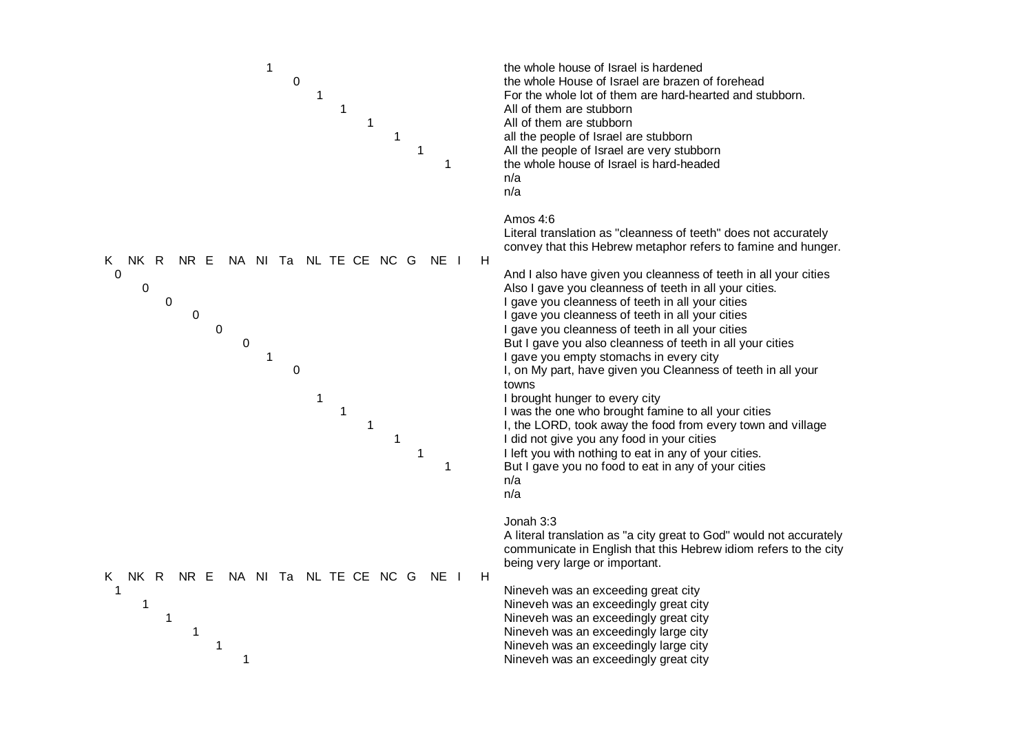| Version | Score | Translation |
|---|---|---|
| NI | 1 | the whole house of Israel is hardened |
| Ta | 0 | the whole House of Israel are brazen of forehead |
| NL | 1 | For the whole lot of them are hard-hearted and stubborn. |
| TE | 1 | All of them are stubborn |
| CE | 1 | All of them are stubborn |
| NC | 1 | all the people of Israel are stubborn |
| G | 1 | All the people of Israel are very stubborn |
| NE | 1 | the whole house of Israel is hard-headed |
| I | | n/a |
| H | | n/a |

Amos 4:6

Literal translation as "cleanness of teeth" does not accurately convey that this Hebrew metaphor refers to famine and hunger.

| Version | Score | Translation |
|---|---|---|
| K | 0 | And I also have given you cleanness of teeth in all your cities |
| NK | 0 | Also I gave you cleanness of teeth in all your cities. |
| R | 0 | I gave you cleanness of teeth in all your cities |
| NR | 0 | I gave you cleanness of teeth in all your cities |
| E | 0 | I gave you cleanness of teeth in all your cities |
| NA | 0 | But I gave you also cleanness of teeth in all your cities |
| NI | 1 | I gave you empty stomachs in every city |
| Ta | 0 | I, on My part, have given you Cleanness of teeth in all your towns |
| NL | 1 | I brought hunger to every city |
| TE | 1 | I was the one who brought famine to all your cities |
| CE | 1 | I, the LORD, took away the food from every town and village |
| NC | 1 | I did not give you any food in your cities |
| G | 1 | I left you with nothing to eat in any of your cities. |
| NE | 1 | But I gave you no food to eat in any of your cities |
| I | | n/a |
| H | | n/a |

Jonah 3:3

A literal translation as "a city great to God" would not accurately communicate in English that this Hebrew idiom refers to the city being very large or important.

| Version | Score | Translation |
|---|---|---|
| K | 1 | Nineveh was an exceeding great city |
| NK | 1 | Nineveh was an exceedingly great city |
| R | 1 | Nineveh was an exceedingly great city |
| NR | 1 | Nineveh was an exceedingly large city |
| E | 1 | Nineveh was an exceedingly large city |
| NA | 1 | Nineveh was an exceedingly great city |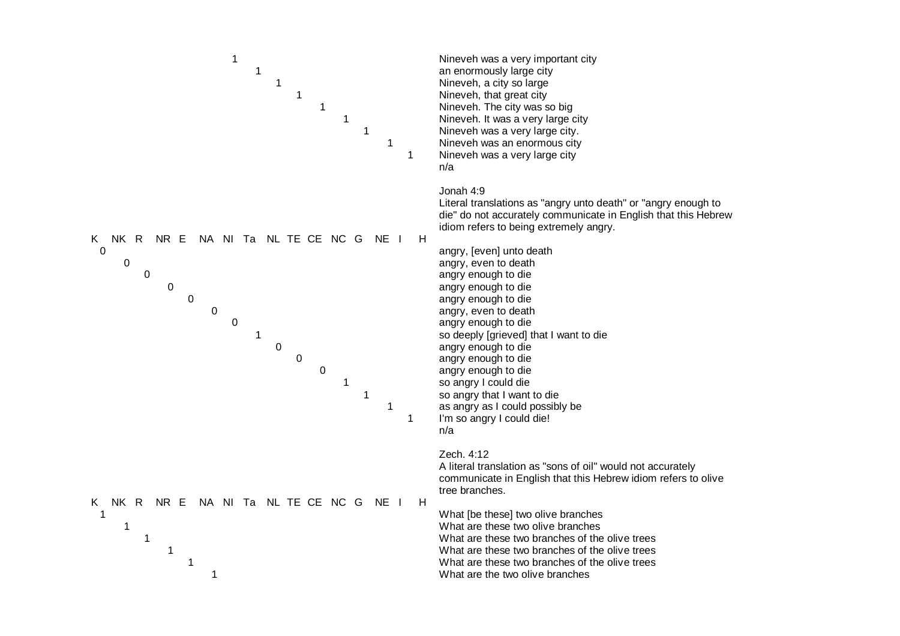| K | NK | R | NR | E | NA | NI | Ta | NL | TE | CE | NC | G | NE | I | H | |
|---|---|---|---|---|---|---|---|---|---|---|---|---|---|---|---|---|
| | | | | | | 1 | | | | | | | | | | Nineveh was a very important city |
| | | | | | | | 1 | | | | | | | | | an enormously large city |
| | | | | | | | | 1 | | | | | | | | Nineveh, a city so large |
| | | | | | | | | | 1 | | | | | | | Nineveh, that great city |
| | | | | | | | | | | 1 | | | | | | Nineveh. The city was so big |
| | | | | | | | | | | | 1 | | | | | Nineveh. It was a very large city |
| | | | | | | | | | | | | 1 | | | | Nineveh was a very large city. |
| | | | | | | | | | | | | | 1 | | | Nineveh was an enormous city |
| | | | | | | | | | | | | | | 1 | | Nineveh was a very large city |
| | | | | | | | | | | | | | | | | n/a |

Jonah 4:9
Literal translations as "angry unto death" or "angry enough to die" do not accurately communicate in English that this Hebrew idiom refers to being extremely angry.

| K | NK | R | NR | E | NA | NI | Ta | NL | TE | CE | NC | G | NE | I | H | |
|---|---|---|---|---|---|---|---|---|---|---|---|---|---|---|---|---|
| 0 | | | | | | | | | | | | | | | | angry, [even] unto death |
| | 0 | | | | | | | | | | | | | | | angry, even to death |
| | | 0 | | | | | | | | | | | | | | angry enough to die |
| | | | 0 | | | | | | | | | | | | | angry enough to die |
| | | | | 0 | | | | | | | | | | | | angry enough to die |
| | | | | | 0 | | | | | | | | | | | angry, even to death |
| | | | | | | 0 | | | | | | | | | | angry enough to die |
| | | | | | | | 1 | | | | | | | | | so deeply [grieved] that I want to die |
| | | | | | | | | 0 | | | | | | | | angry enough to die |
| | | | | | | | | | 0 | | | | | | | angry enough to die |
| | | | | | | | | | | 0 | | | | | | angry enough to die |
| | | | | | | | | | | | 1 | | | | | so angry I could die |
| | | | | | | | | | | | | 1 | | | | so angry that I want to die |
| | | | | | | | | | | | | | 1 | | | as angry as I could possibly be |
| | | | | | | | | | | | | | | 1 | | I'm so angry I could die! |
| | | | | | | | | | | | | | | | | n/a |

Zech. 4:12
A literal translation as "sons of oil" would not accurately communicate in English that this Hebrew idiom refers to olive tree branches.

| K | NK | R | NR | E | NA | NI | Ta | NL | TE | CE | NC | G | NE | I | H | |
|---|---|---|---|---|---|---|---|---|---|---|---|---|---|---|---|---|
| 1 | | | | | | | | | | | | | | | | What [be these] two olive branches |
| | 1 | | | | | | | | | | | | | | | What are these two olive branches |
| | | 1 | | | | | | | | | | | | | | What are these two branches of the olive trees |
| | | | 1 | | | | | | | | | | | | | What are these two branches of the olive trees |
| | | | | 1 | | | | | | | | | | | | What are these two branches of the olive trees |
| | | | | | 1 | | | | | | | | | | | What are the two olive branches |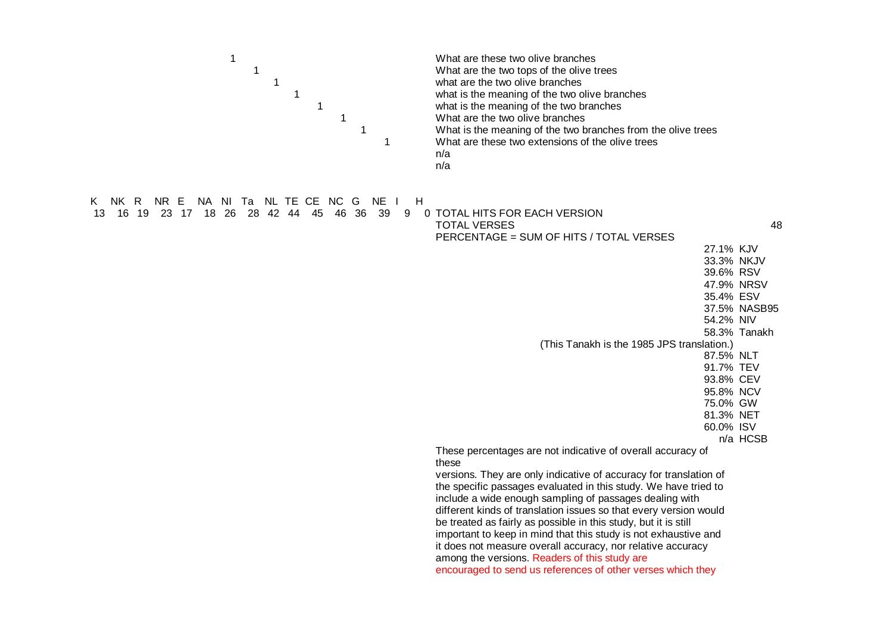| K | NK | R | NR | E | NA | NI | Ta | NL | TE | CE | NC | G | NE | I | H | |
|---|---|---|---|---|---|---|---|---|---|---|---|---|---|---|---|---|
| | | | | | | 1 | | | | | | | | | | What are these two olive branches |
| | | | | | | | 1 | | | | | | | | | What are the two tops of the olive trees |
| | | | | | | | | 1 | | | | | | | | what are the two olive branches |
| | | | | | | | | | 1 | | | | | | | what is the meaning of the two olive branches |
| | | | | | | | | | | 1 | | | | | | what is the meaning of the two branches |
| | | | | | | | | | | | 1 | | | | | What are the two olive branches |
| | | | | | | | | | | | | 1 | | | | What is the meaning of the two branches from the olive trees |
| | | | | | | | | | | | | | 1 | | | What are these two extensions of the olive trees |
| | | | | | | | | | | | | | | | | n/a |
| | | | | | | | | | | | | | | | | n/a |
| 13 | 16 | 19 | 23 | 17 | 18 | 26 | 28 | 42 | 44 | 45 | 46 | 36 | 39 | 9 | 0 | TOTAL HITS FOR EACH VERSION |

TOTAL VERSES 48

PERCENTAGE = SUM OF HITS / TOTAL VERSES

| Percentage | Version |
|---|---|
| 27.1% | KJV |
| 33.3% | NKJV |
| 39.6% | RSV |
| 47.9% | NRSV |
| 35.4% | ESV |
| 37.5% | NASB95 |
| 54.2% | NIV |
| 58.3% | Tanakh |
| 87.5% | NLT |
| 91.7% | TEV |
| 93.8% | CEV |
| 95.8% | NCV |
| 75.0% | GW |
| 81.3% | NET |
| 60.0% | ISV |
| n/a | HCSB |

(This Tanakh is the 1985 JPS translation.)

These percentages are not indicative of overall accuracy of these versions. They are only indicative of accuracy for translation of the specific passages evaluated in this study. We have tried to include a wide enough sampling of passages dealing with different kinds of translation issues so that every version would be treated as fairly as possible in this study, but it is still important to keep in mind that this study is not exhaustive and it does not measure overall accuracy, nor relative accuracy among the versions. Readers of this study are encouraged to send us references of other verses which they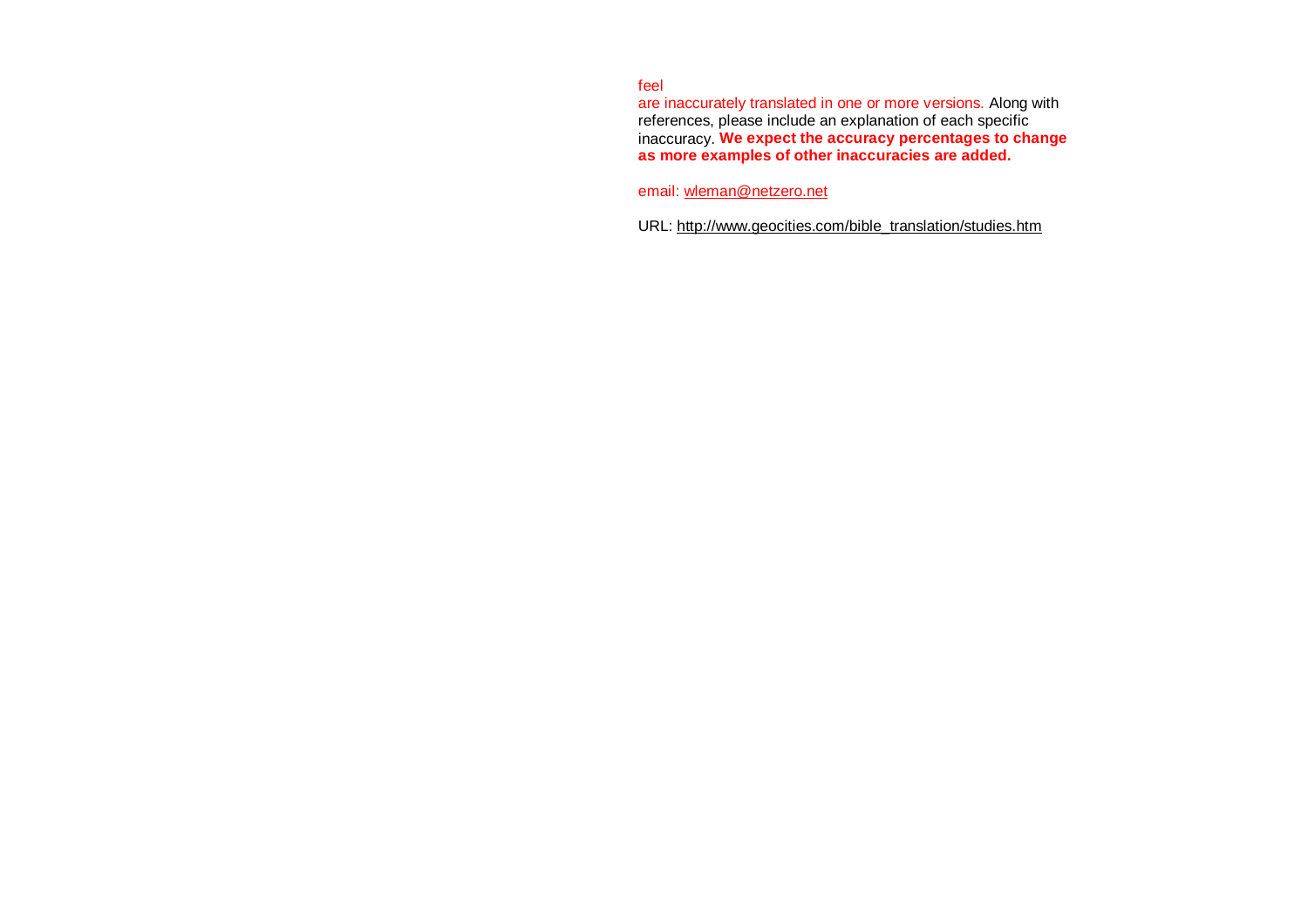feel

are inaccurately translated in one or more versions. Along with references, please include an explanation of each specific inaccuracy. **We expect the accuracy percentages to change as more examples of other inaccuracies are added.**

email: wleman@netzero.net

URL: http://www.geocities.com/bible_translation/studies.htm